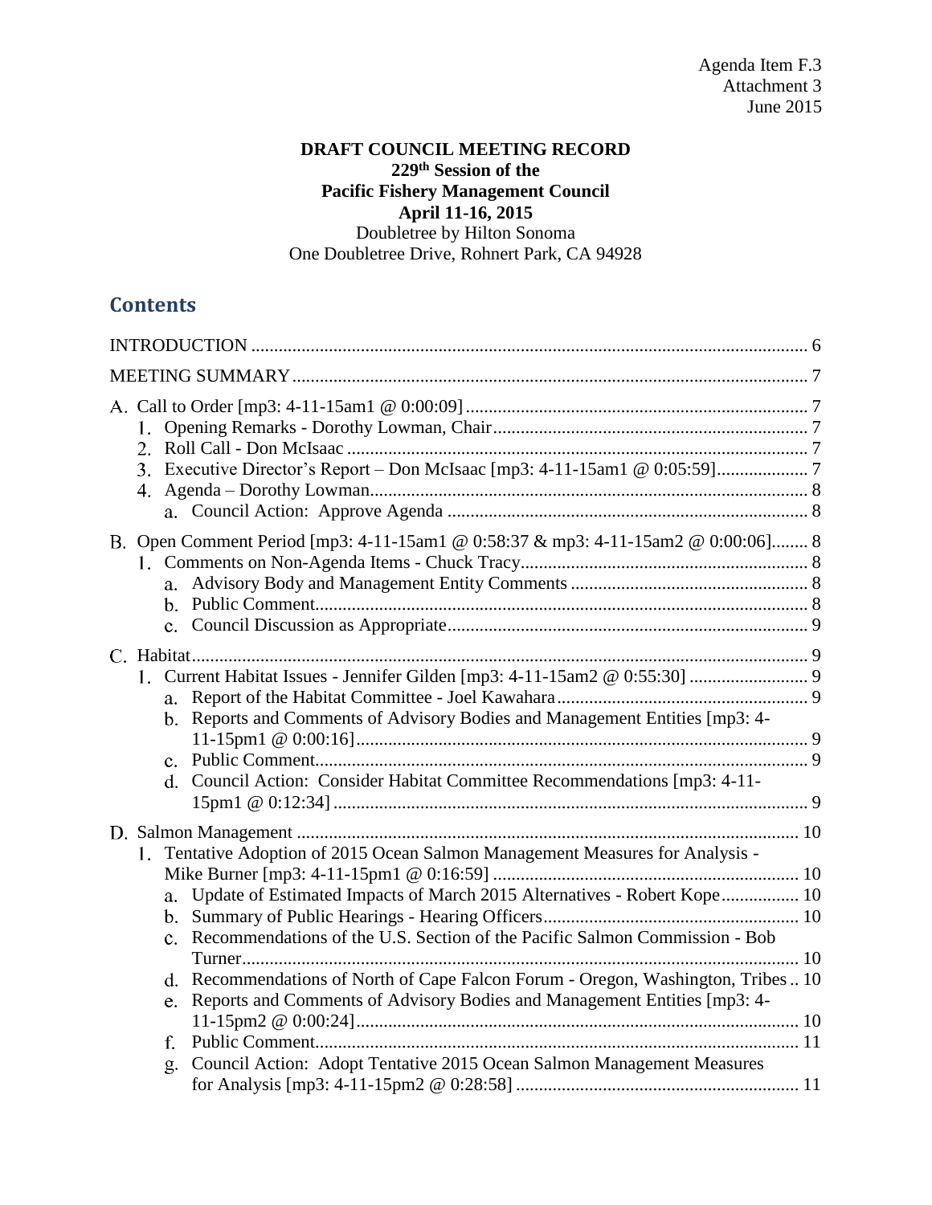Agenda Item F.3
Attachment 3
June 2015

**DRAFT COUNCIL MEETING RECORD**
**229th Session of the**
**Pacific Fishery Management Council**
**April 11-16, 2015**
Doubletree by Hilton Sonoma
One Doubletree Drive, Rohnert Park, CA 94928

## Contents

INTRODUCTION ........................................................................ 6

MEETING SUMMARY ........................................................................ 7

A. Call to Order [mp3: 4-11-15am1 @ 0:00:09] ........................................................................ 7
  1. Opening Remarks - Dorothy Lowman, Chair ........................................................................ 7
  2. Roll Call - Don McIsaac ........................................................................ 7
  3. Executive Director's Report – Don McIsaac [mp3: 4-11-15am1 @ 0:05:59] ........................................................................ 7
  4. Agenda – Dorothy Lowman ........................................................................ 8
    a. Council Action: Approve Agenda ........................................................................ 8

B. Open Comment Period [mp3: 4-11-15am1 @ 0:58:37 & mp3: 4-11-15am2 @ 0:00:06] ........ 8
  1. Comments on Non-Agenda Items - Chuck Tracy ........................................................................ 8
    a. Advisory Body and Management Entity Comments ........................................................................ 8
    b. Public Comment ........................................................................ 8
    c. Council Discussion as Appropriate ........................................................................ 9

C. Habitat ........................................................................ 9
  1. Current Habitat Issues - Jennifer Gilden [mp3: 4-11-15am2 @ 0:55:30] ........................................................................ 9
    a. Report of the Habitat Committee - Joel Kawahara ........................................................................ 9
    b. Reports and Comments of Advisory Bodies and Management Entities [mp3: 4-11-15pm1 @ 0:00:16] ........................................................................ 9
    c. Public Comment ........................................................................ 9
    d. Council Action: Consider Habitat Committee Recommendations [mp3: 4-11-15pm1 @ 0:12:34] ........................................................................ 9

D. Salmon Management ........................................................................ 10
  1. Tentative Adoption of 2015 Ocean Salmon Management Measures for Analysis - Mike Burner [mp3: 4-11-15pm1 @ 0:16:59] ........................................................................ 10
    a. Update of Estimated Impacts of March 2015 Alternatives - Robert Kope ................. 10
    b. Summary of Public Hearings - Hearing Officers ........................................................................ 10
    c. Recommendations of the U.S. Section of the Pacific Salmon Commission - Bob Turner ........................................................................ 10
    d. Recommendations of North of Cape Falcon Forum - Oregon, Washington, Tribes .. 10
    e. Reports and Comments of Advisory Bodies and Management Entities [mp3: 4-11-15pm2 @ 0:00:24] ........................................................................ 10
    f. Public Comment ........................................................................ 11
    g. Council Action: Adopt Tentative 2015 Ocean Salmon Management Measures for Analysis [mp3: 4-11-15pm2 @ 0:28:58] ........................................................................ 11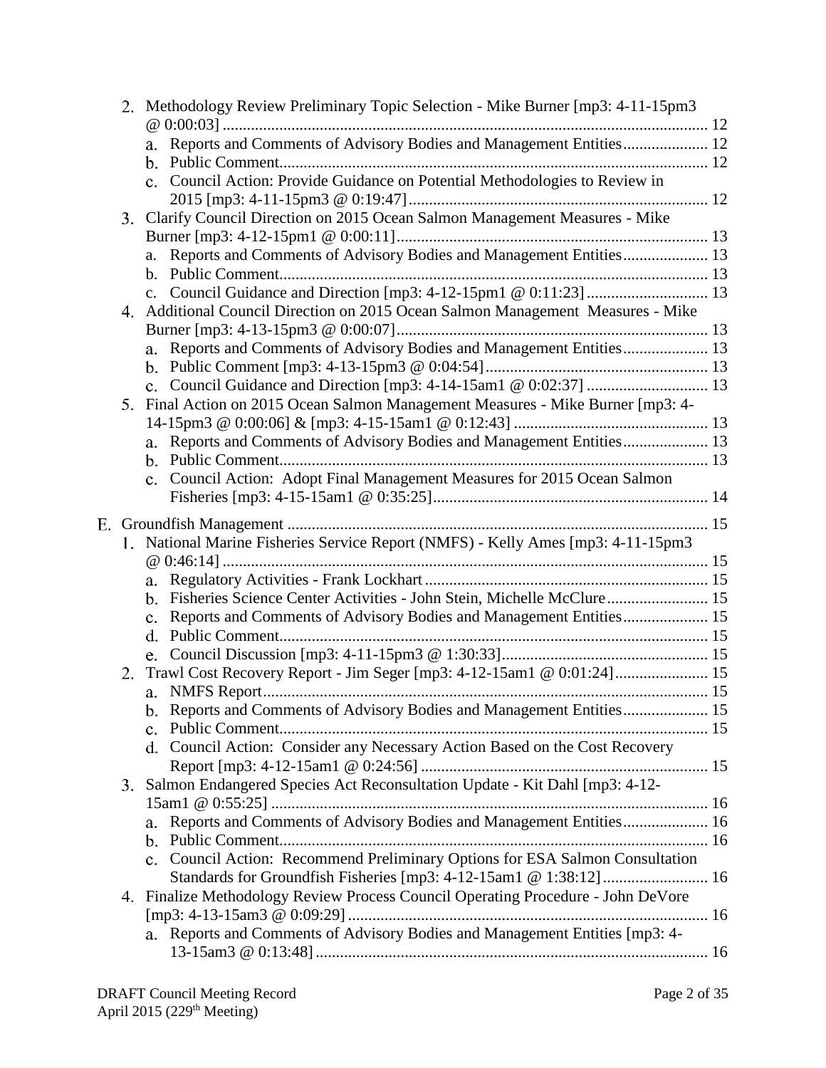2. Methodology Review Preliminary Topic Selection - Mike Burner [mp3: 4-11-15pm3 @ 0:00:03] ........ 12
   a. Reports and Comments of Advisory Bodies and Management Entities ........ 12
   b. Public Comment ........ 12
   c. Council Action: Provide Guidance on Potential Methodologies to Review in 2015 [mp3: 4-11-15pm3 @ 0:19:47] ........ 12
3. Clarify Council Direction on 2015 Ocean Salmon Management Measures - Mike Burner [mp3: 4-12-15pm1 @ 0:00:11] ........ 13
   a. Reports and Comments of Advisory Bodies and Management Entities ........ 13
   b. Public Comment ........ 13
   c. Council Guidance and Direction [mp3: 4-12-15pm1 @ 0:11:23] ........ 13
4. Additional Council Direction on 2015 Ocean Salmon Management Measures - Mike Burner [mp3: 4-13-15pm3 @ 0:00:07] ........ 13
   a. Reports and Comments of Advisory Bodies and Management Entities ........ 13
   b. Public Comment [mp3: 4-13-15pm3 @ 0:04:54] ........ 13
   c. Council Guidance and Direction [mp3: 4-14-15am1 @ 0:02:37] ........ 13
5. Final Action on 2015 Ocean Salmon Management Measures - Mike Burner [mp3: 4-14-15pm3 @ 0:00:06] & [mp3: 4-15-15am1 @ 0:12:43] ........ 13
   a. Reports and Comments of Advisory Bodies and Management Entities ........ 13
   b. Public Comment ........ 13
   c. Council Action: Adopt Final Management Measures for 2015 Ocean Salmon Fisheries [mp3: 4-15-15am1 @ 0:35:25] ........ 14

E. Groundfish Management ........ 15
1. National Marine Fisheries Service Report (NMFS) - Kelly Ames [mp3: 4-11-15pm3 @ 0:46:14] ........ 15
   a. Regulatory Activities - Frank Lockhart ........ 15
   b. Fisheries Science Center Activities - John Stein, Michelle McClure ........ 15
   c. Reports and Comments of Advisory Bodies and Management Entities ........ 15
   d. Public Comment ........ 15
   e. Council Discussion [mp3: 4-11-15pm3 @ 1:30:33] ........ 15
2. Trawl Cost Recovery Report - Jim Seger [mp3: 4-12-15am1 @ 0:01:24] ........ 15
   a. NMFS Report ........ 15
   b. Reports and Comments of Advisory Bodies and Management Entities ........ 15
   c. Public Comment ........ 15
   d. Council Action: Consider any Necessary Action Based on the Cost Recovery Report [mp3: 4-12-15am1 @ 0:24:56] ........ 15
3. Salmon Endangered Species Act Reconsultation Update - Kit Dahl [mp3: 4-12-15am1 @ 0:55:25] ........ 16
   a. Reports and Comments of Advisory Bodies and Management Entities ........ 16
   b. Public Comment ........ 16
   c. Council Action: Recommend Preliminary Options for ESA Salmon Consultation Standards for Groundfish Fisheries [mp3: 4-12-15am1 @ 1:38:12] ........ 16
4. Finalize Methodology Review Process Council Operating Procedure - John DeVore [mp3: 4-13-15am3 @ 0:09:29] ........ 16
   a. Reports and Comments of Advisory Bodies and Management Entities [mp3: 4-13-15am3 @ 0:13:48] ........ 16

DRAFT Council Meeting Record
April 2015 (229th Meeting)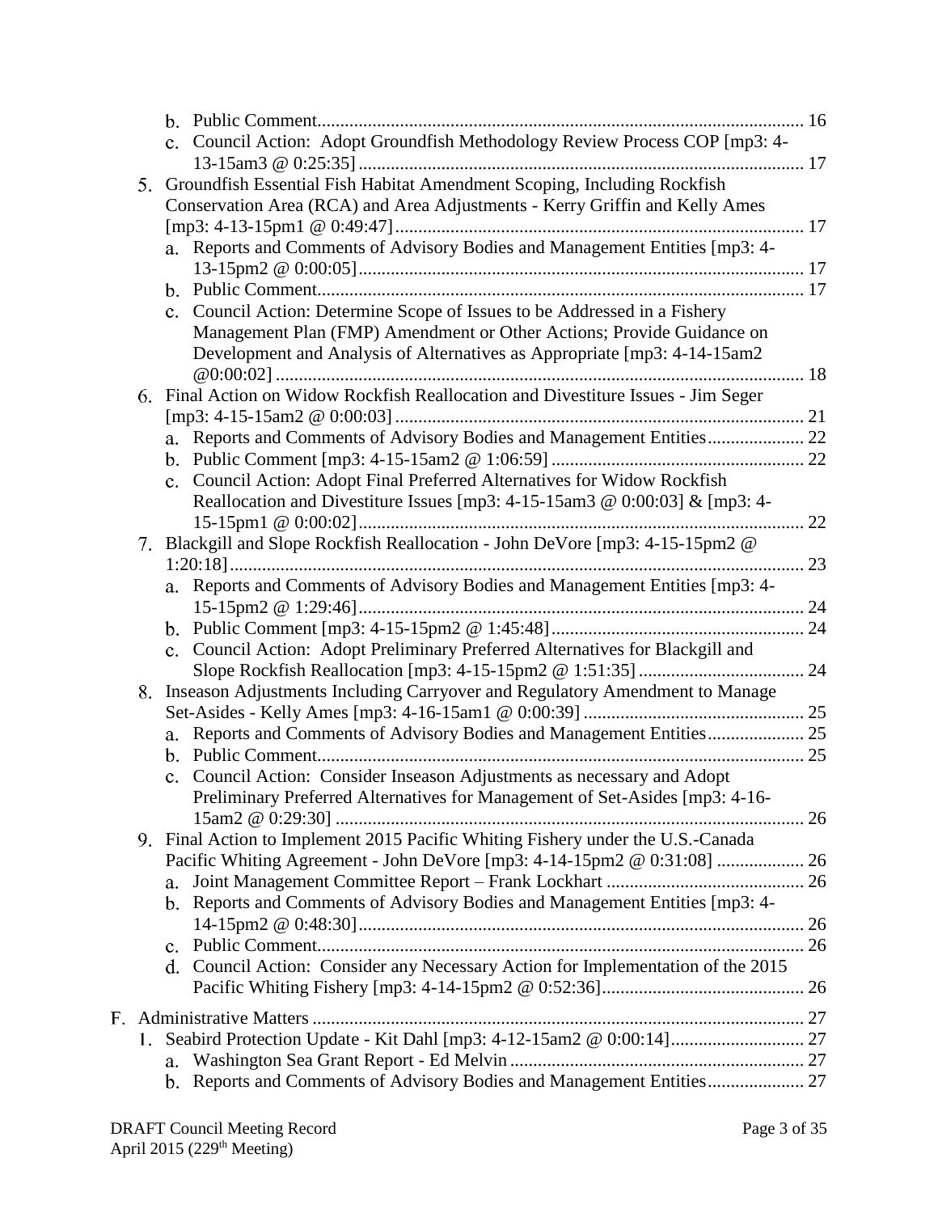- b. Public Comment......................................................................................................... 16
- c. Council Action: Adopt Groundfish Methodology Review Process COP [mp3: 4-13-15am3 @ 0:25:35]................................................................................................ 17

5. Groundfish Essential Fish Habitat Amendment Scoping, Including Rockfish Conservation Area (RCA) and Area Adjustments - Kerry Griffin and Kelly Ames [mp3: 4-13-15pm1 @ 0:49:47]........................................................................................ 17
   - a. Reports and Comments of Advisory Bodies and Management Entities [mp3: 4-13-15pm2 @ 0:00:05]................................................................................................ 17
   - b. Public Comment......................................................................................................... 17
   - c. Council Action: Determine Scope of Issues to be Addressed in a Fishery Management Plan (FMP) Amendment or Other Actions; Provide Guidance on Development and Analysis of Alternatives as Appropriate [mp3: 4-14-15am2 @0:00:02].................................................................................................................. 18
6. Final Action on Widow Rockfish Reallocation and Divestiture Issues - Jim Seger [mp3: 4-15-15am2 @ 0:00:03]........................................................................................ 21
   - a. Reports and Comments of Advisory Bodies and Management Entities..................... 22
   - b. Public Comment [mp3: 4-15-15am2 @ 1:06:59]....................................................... 22
   - c. Council Action: Adopt Final Preferred Alternatives for Widow Rockfish Reallocation and Divestiture Issues [mp3: 4-15-15am3 @ 0:00:03] & [mp3: 4-15-15pm1 @ 0:00:02]................................................................................................ 22
7. Blackgill and Slope Rockfish Reallocation - John DeVore [mp3: 4-15-15pm2 @ 1:20:18]........................................................................................................................... 23
   - a. Reports and Comments of Advisory Bodies and Management Entities [mp3: 4-15-15pm2 @ 1:29:46]................................................................................................ 24
   - b. Public Comment [mp3: 4-15-15pm2 @ 1:45:48]....................................................... 24
   - c. Council Action: Adopt Preliminary Preferred Alternatives for Blackgill and Slope Rockfish Reallocation [mp3: 4-15-15pm2 @ 1:51:35].................................... 24
8. Inseason Adjustments Including Carryover and Regulatory Amendment to Manage Set-Asides - Kelly Ames [mp3: 4-16-15am1 @ 0:00:39]................................................ 25
   - a. Reports and Comments of Advisory Bodies and Management Entities..................... 25
   - b. Public Comment......................................................................................................... 25
   - c. Council Action: Consider Inseason Adjustments as necessary and Adopt Preliminary Preferred Alternatives for Management of Set-Asides [mp3: 4-16-15am2 @ 0:29:30]..................................................................................................... 26
9. Final Action to Implement 2015 Pacific Whiting Fishery under the U.S.-Canada Pacific Whiting Agreement - John DeVore [mp3: 4-14-15pm2 @ 0:31:08]................... 26
   - a. Joint Management Committee Report – Frank Lockhart........................................... 26
   - b. Reports and Comments of Advisory Bodies and Management Entities [mp3: 4-14-15pm2 @ 0:48:30]................................................................................................ 26
   - c. Public Comment......................................................................................................... 26
   - d. Council Action: Consider any Necessary Action for Implementation of the 2015 Pacific Whiting Fishery [mp3: 4-14-15pm2 @ 0:52:36]............................................ 26

F. Administrative Matters.......................................................................................................... 27

1. Seabird Protection Update - Kit Dahl [mp3: 4-12-15am2 @ 0:00:14]............................. 27
   - a. Washington Sea Grant Report - Ed Melvin................................................................ 27
   - b. Reports and Comments of Advisory Bodies and Management Entities..................... 27

DRAFT Council Meeting Record
April 2015 (229th Meeting)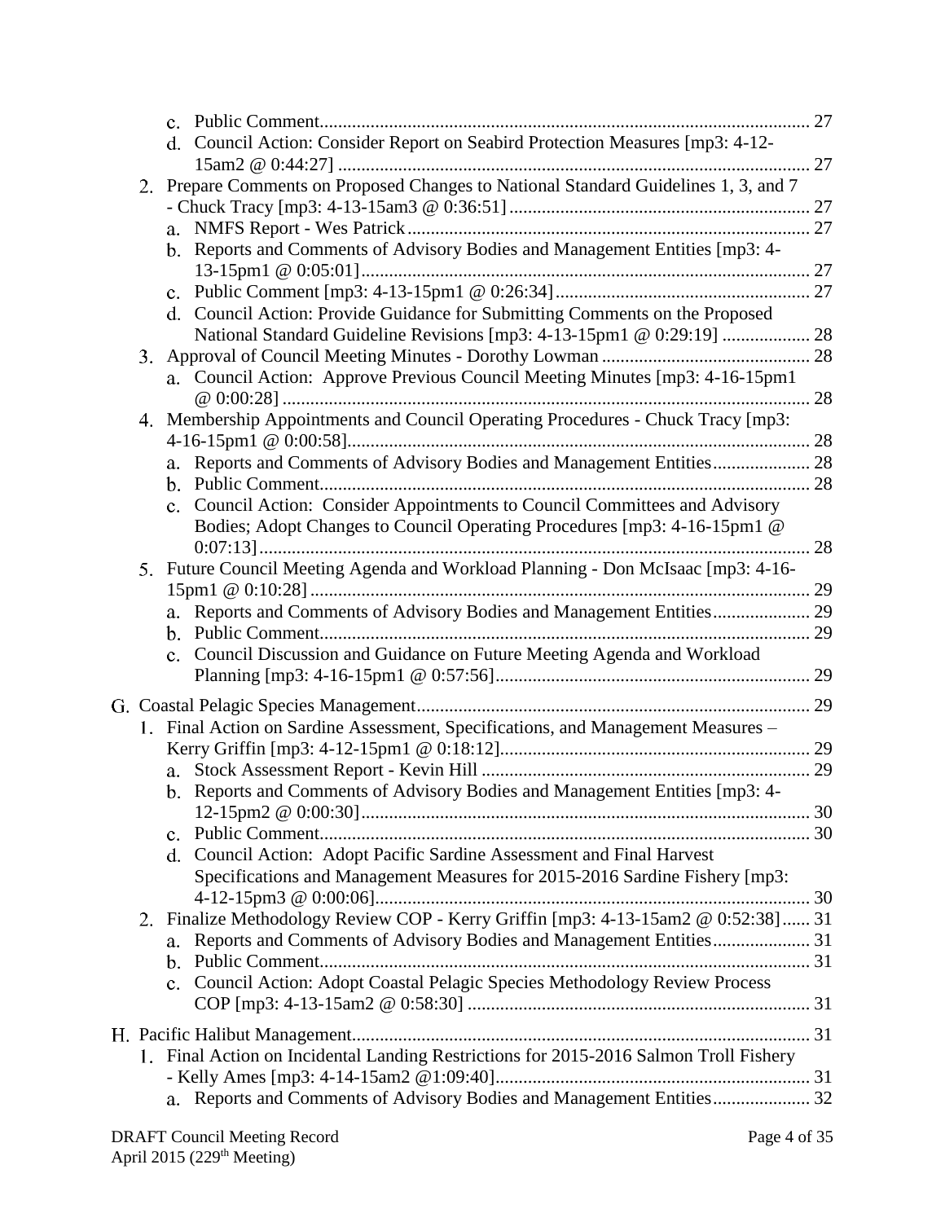c. Public Comment......................................................................................................... 27
d. Council Action: Consider Report on Seabird Protection Measures [mp3: 4-12-15am2 @ 0:44:27] ..................................................................................................... 27

2. Prepare Comments on Proposed Changes to National Standard Guidelines 1, 3, and 7 - Chuck Tracy [mp3: 4-13-15am3 @ 0:36:51] ................................................................ 27
   a. NMFS Report - Wes Patrick...................................................................................... 27
   b. Reports and Comments of Advisory Bodies and Management Entities [mp3: 4-13-15pm1 @ 0:05:01] ............................................................................................... 27
   c. Public Comment [mp3: 4-13-15pm1 @ 0:26:34] ...................................................... 27
   d. Council Action: Provide Guidance for Submitting Comments on the Proposed National Standard Guideline Revisions [mp3: 4-13-15pm1 @ 0:29:19] .................. 28

3. Approval of Council Meeting Minutes - Dorothy Lowman ............................................ 28
   a. Council Action: Approve Previous Council Meeting Minutes [mp3: 4-16-15pm1 @ 0:00:28] ............................................................................................................ 28

4. Membership Appointments and Council Operating Procedures - Chuck Tracy [mp3: 4-16-15pm1 @ 0:00:58]................................................................................................. 28
   a. Reports and Comments of Advisory Bodies and Management Entities..................... 28
   b. Public Comment......................................................................................................... 28
   c. Council Action: Consider Appointments to Council Committees and Advisory Bodies; Adopt Changes to Council Operating Procedures [mp3: 4-16-15pm1 @ 0:07:13]..................................................................................................................... 28

5. Future Council Meeting Agenda and Workload Planning - Don McIsaac [mp3: 4-16-15pm1 @ 0:10:28] .......................................................................................................... 29
   a. Reports and Comments of Advisory Bodies and Management Entities..................... 29
   b. Public Comment......................................................................................................... 29
   c. Council Discussion and Guidance on Future Meeting Agenda and Workload Planning [mp3: 4-16-15pm1 @ 0:57:56]................................................................... 29

G. Coastal Pelagic Species Management.................................................................................... 29

1. Final Action on Sardine Assessment, Specifications, and Management Measures – Kerry Griffin [mp3: 4-12-15pm1 @ 0:18:12].................................................................. 29
   a. Stock Assessment Report - Kevin Hill ...................................................................... 29
   b. Reports and Comments of Advisory Bodies and Management Entities [mp3: 4-12-15pm2 @ 0:00:30]................................................................................................ 30
   c. Public Comment......................................................................................................... 30
   d. Council Action: Adopt Pacific Sardine Assessment and Final Harvest Specifications and Management Measures for 2015-2016 Sardine Fishery [mp3: 4-12-15pm3 @ 0:00:06]............................................................................................. 30

2. Finalize Methodology Review COP - Kerry Griffin [mp3: 4-13-15am2 @ 0:52:38]...... 31
   a. Reports and Comments of Advisory Bodies and Management Entities..................... 31
   b. Public Comment......................................................................................................... 31
   c. Council Action: Adopt Coastal Pelagic Species Methodology Review Process COP [mp3: 4-13-15am2 @ 0:58:30] ......................................................................... 31

H. Pacific Halibut Management.................................................................................................. 31

1. Final Action on Incidental Landing Restrictions for 2015-2016 Salmon Troll Fishery - Kelly Ames [mp3: 4-14-15am2 @1:09:40]................................................................... 31
   a. Reports and Comments of Advisory Bodies and Management Entities..................... 32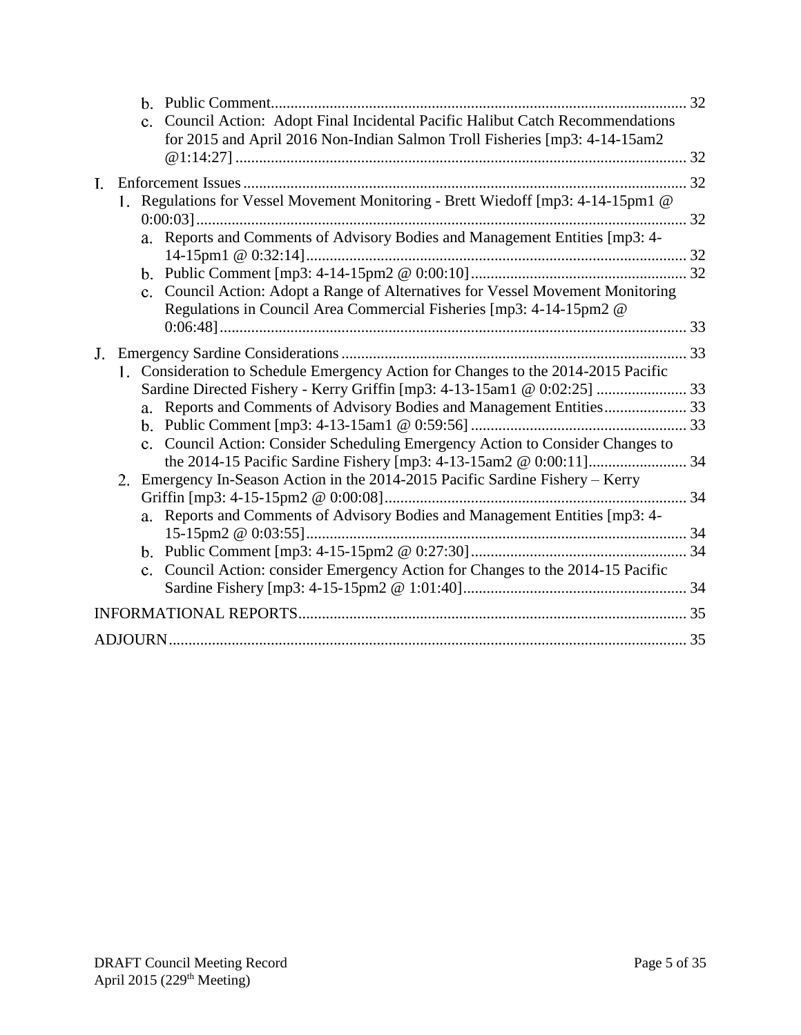b. Public Comment ........................................................................................................ 32

c. Council Action: Adopt Final Incidental Pacific Halibut Catch Recommendations for 2015 and April 2016 Non-Indian Salmon Troll Fisheries [mp3: 4-14-15am2 @1:14:27] ................................................................................................................ 32

I. Enforcement Issues ............................................................................................................. 32

1. Regulations for Vessel Movement Monitoring - Brett Wiedoff [mp3: 4-14-15pm1 @ 0:00:03] ......................................................................................................................... 32

a. Reports and Comments of Advisory Bodies and Management Entities [mp3: 4-14-15pm1 @ 0:32:14] ............................................................................................... 32

b. Public Comment [mp3: 4-14-15pm2 @ 0:00:10] ...................................................... 32

c. Council Action: Adopt a Range of Alternatives for Vessel Movement Monitoring Regulations in Council Area Commercial Fisheries [mp3: 4-14-15pm2 @ 0:06:48] .................................................................................................................... 33

J. Emergency Sardine Considerations ...................................................................................... 33

1. Consideration to Schedule Emergency Action for Changes to the 2014-2015 Pacific Sardine Directed Fishery - Kerry Griffin [mp3: 4-13-15am1 @ 0:02:25] ....................... 33

a. Reports and Comments of Advisory Bodies and Management Entities ..................... 33

b. Public Comment [mp3: 4-13-15am1 @ 0:59:56] ...................................................... 33

c. Council Action: Consider Scheduling Emergency Action to Consider Changes to the 2014-15 Pacific Sardine Fishery [mp3: 4-13-15am2 @ 0:00:11] ......................... 34

2. Emergency In-Season Action in the 2014-2015 Pacific Sardine Fishery – Kerry Griffin [mp3: 4-15-15pm2 @ 0:00:08] ............................................................................ 34

a. Reports and Comments of Advisory Bodies and Management Entities [mp3: 4-15-15pm2 @ 0:03:55] ............................................................................................... 34

b. Public Comment [mp3: 4-15-15pm2 @ 0:27:30] ...................................................... 34

c. Council Action: consider Emergency Action for Changes to the 2014-15 Pacific Sardine Fishery [mp3: 4-15-15pm2 @ 1:01:40] ......................................................... 34

INFORMATIONAL REPORTS ................................................................................................. 35

ADJOURN ................................................................................................................................. 35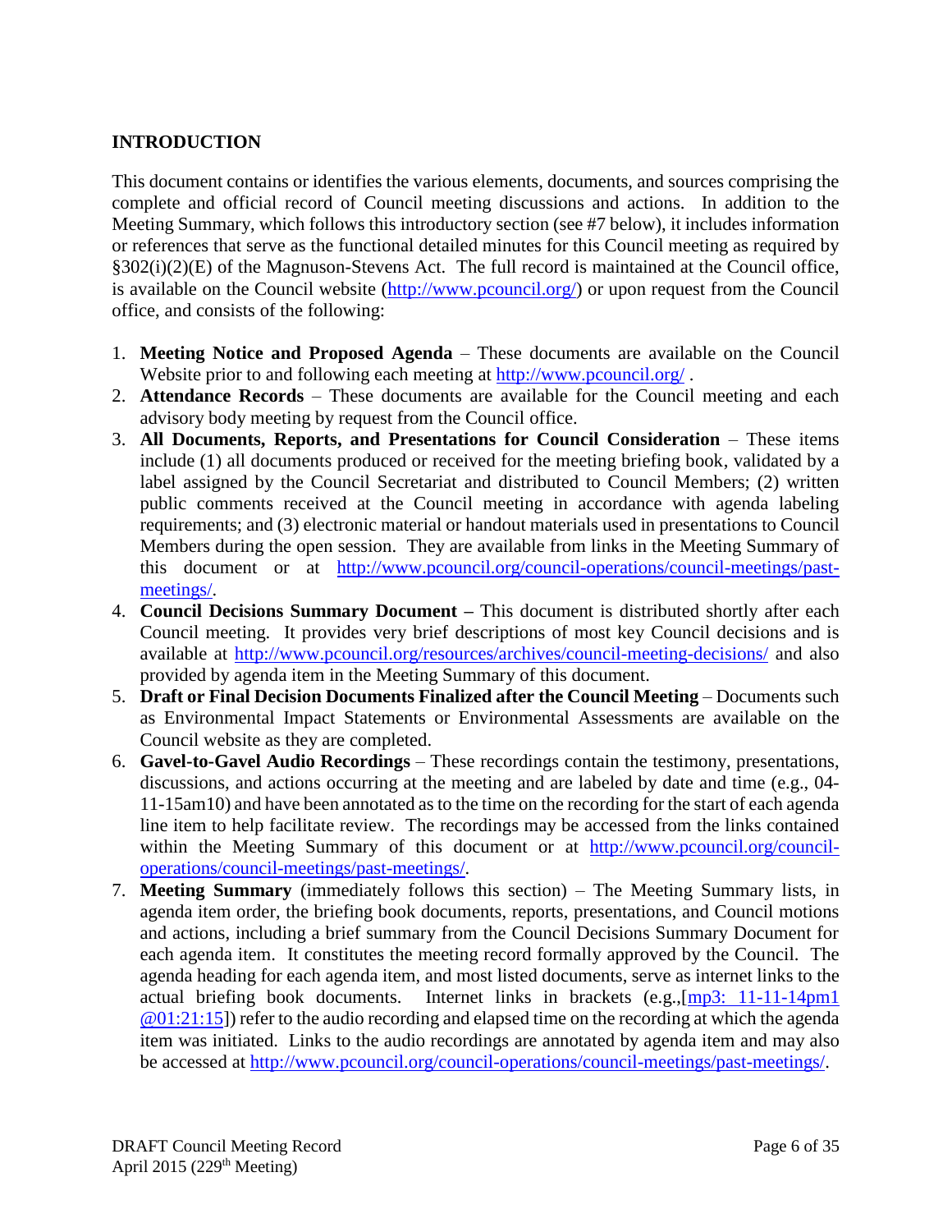## INTRODUCTION

This document contains or identifies the various elements, documents, and sources comprising the complete and official record of Council meeting discussions and actions. In addition to the Meeting Summary, which follows this introductory section (see #7 below), it includes information or references that serve as the functional detailed minutes for this Council meeting as required by §302(i)(2)(E) of the Magnuson-Stevens Act. The full record is maintained at the Council office, is available on the Council website (http://www.pcouncil.org/) or upon request from the Council office, and consists of the following:

1. **Meeting Notice and Proposed Agenda** – These documents are available on the Council Website prior to and following each meeting at http://www.pcouncil.org/ .
2. **Attendance Records** – These documents are available for the Council meeting and each advisory body meeting by request from the Council office.
3. **All Documents, Reports, and Presentations for Council Consideration** – These items include (1) all documents produced or received for the meeting briefing book, validated by a label assigned by the Council Secretariat and distributed to Council Members; (2) written public comments received at the Council meeting in accordance with agenda labeling requirements; and (3) electronic material or handout materials used in presentations to Council Members during the open session. They are available from links in the Meeting Summary of this document or at http://www.pcouncil.org/council-operations/council-meetings/past-meetings/.
4. **Council Decisions Summary Document –** This document is distributed shortly after each Council meeting. It provides very brief descriptions of most key Council decisions and is available at http://www.pcouncil.org/resources/archives/council-meeting-decisions/ and also provided by agenda item in the Meeting Summary of this document.
5. **Draft or Final Decision Documents Finalized after the Council Meeting** – Documents such as Environmental Impact Statements or Environmental Assessments are available on the Council website as they are completed.
6. **Gavel-to-Gavel Audio Recordings** – These recordings contain the testimony, presentations, discussions, and actions occurring at the meeting and are labeled by date and time (e.g., 04-11-15am10) and have been annotated as to the time on the recording for the start of each agenda line item to help facilitate review. The recordings may be accessed from the links contained within the Meeting Summary of this document or at http://www.pcouncil.org/council-operations/council-meetings/past-meetings/.
7. **Meeting Summary** (immediately follows this section) – The Meeting Summary lists, in agenda item order, the briefing book documents, reports, presentations, and Council motions and actions, including a brief summary from the Council Decisions Summary Document for each agenda item. It constitutes the meeting record formally approved by the Council. The agenda heading for each agenda item, and most listed documents, serve as internet links to the actual briefing book documents. Internet links in brackets (e.g.,[mp3: 11-11-14pm1 @01:21:15]) refer to the audio recording and elapsed time on the recording at which the agenda item was initiated. Links to the audio recordings are annotated by agenda item and may also be accessed at http://www.pcouncil.org/council-operations/council-meetings/past-meetings/.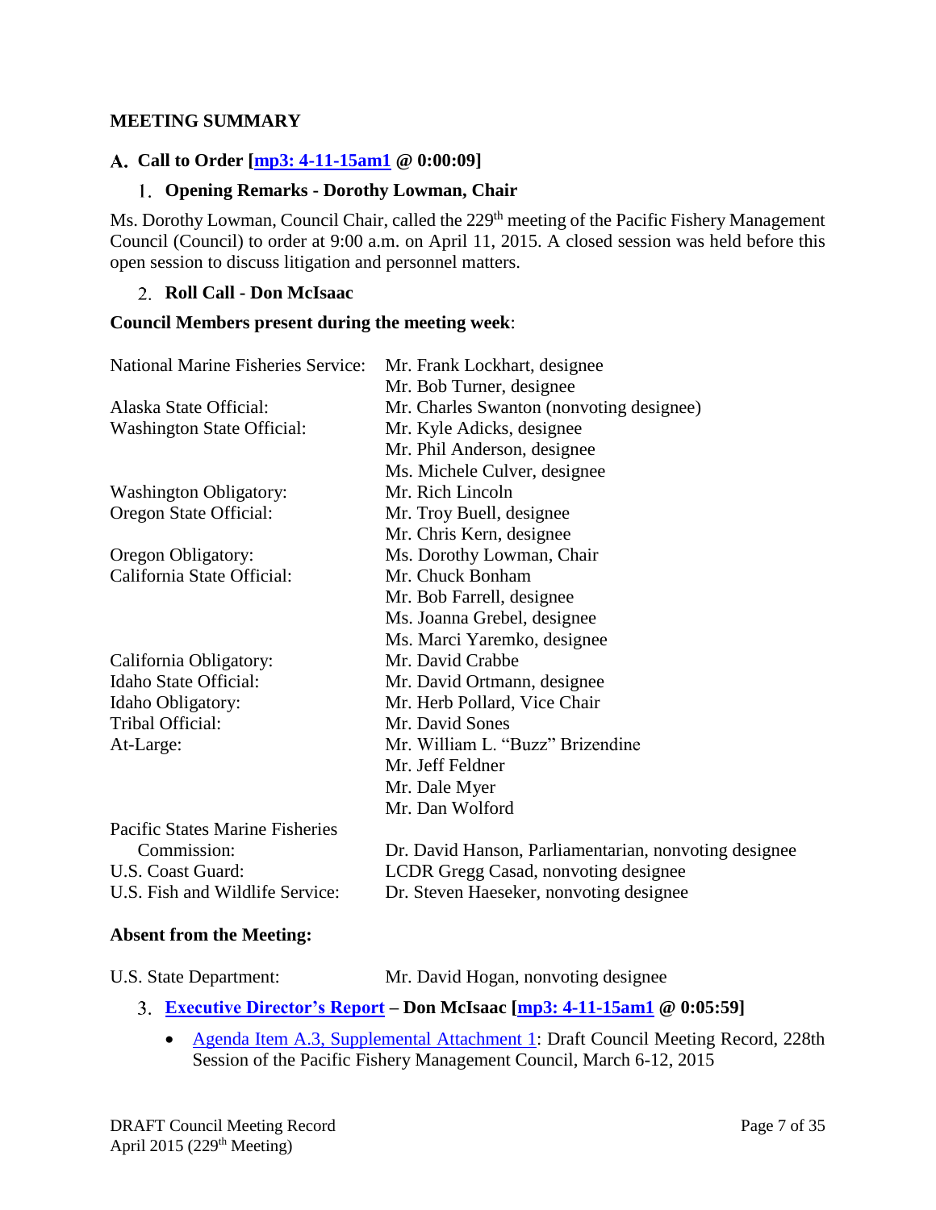## MEETING SUMMARY

### A. Call to Order [[mp3: 4-11-15am1]] @ 0:00:09]

#### 1. Opening Remarks - Dorothy Lowman, Chair

Ms. Dorothy Lowman, Council Chair, called the 229th meeting of the Pacific Fishery Management Council (Council) to order at 9:00 a.m. on April 11, 2015. A closed session was held before this open session to discuss litigation and personnel matters.

#### 2. Roll Call - Don McIsaac

**Council Members present during the meeting week**:

| | |
|---|---|
| National Marine Fisheries Service: | Mr. Frank Lockhart, designee |
| | Mr. Bob Turner, designee |
| Alaska State Official: | Mr. Charles Swanton (nonvoting designee) |
| Washington State Official: | Mr. Kyle Adicks, designee |
| | Mr. Phil Anderson, designee |
| | Ms. Michele Culver, designee |
| Washington Obligatory: | Mr. Rich Lincoln |
| Oregon State Official: | Mr. Troy Buell, designee |
| | Mr. Chris Kern, designee |
| Oregon Obligatory: | Ms. Dorothy Lowman, Chair |
| California State Official: | Mr. Chuck Bonham |
| | Mr. Bob Farrell, designee |
| | Ms. Joanna Grebel, designee |
| | Ms. Marci Yaremko, designee |
| California Obligatory: | Mr. David Crabbe |
| Idaho State Official: | Mr. David Ortmann, designee |
| Idaho Obligatory: | Mr. Herb Pollard, Vice Chair |
| Tribal Official: | Mr. David Sones |
| At-Large: | Mr. William L. "Buzz" Brizendine |
| | Mr. Jeff Feldner |
| | Mr. Dale Myer |
| | Mr. Dan Wolford |
| Pacific States Marine Fisheries Commission: | Dr. David Hanson, Parliamentarian, nonvoting designee |
| U.S. Coast Guard: | LCDR Gregg Casad, nonvoting designee |
| U.S. Fish and Wildlife Service: | Dr. Steven Haeseker, nonvoting designee |

**Absent from the Meeting:**

| | |
|---|---|
| U.S. State Department: | Mr. David Hogan, nonvoting designee |

#### 3. Executive Director's Report – Don McIsaac [mp3: 4-11-15am1] @ 0:05:59]

- Agenda Item A.3, Supplemental Attachment 1: Draft Council Meeting Record, 228th Session of the Pacific Fishery Management Council, March 6-12, 2015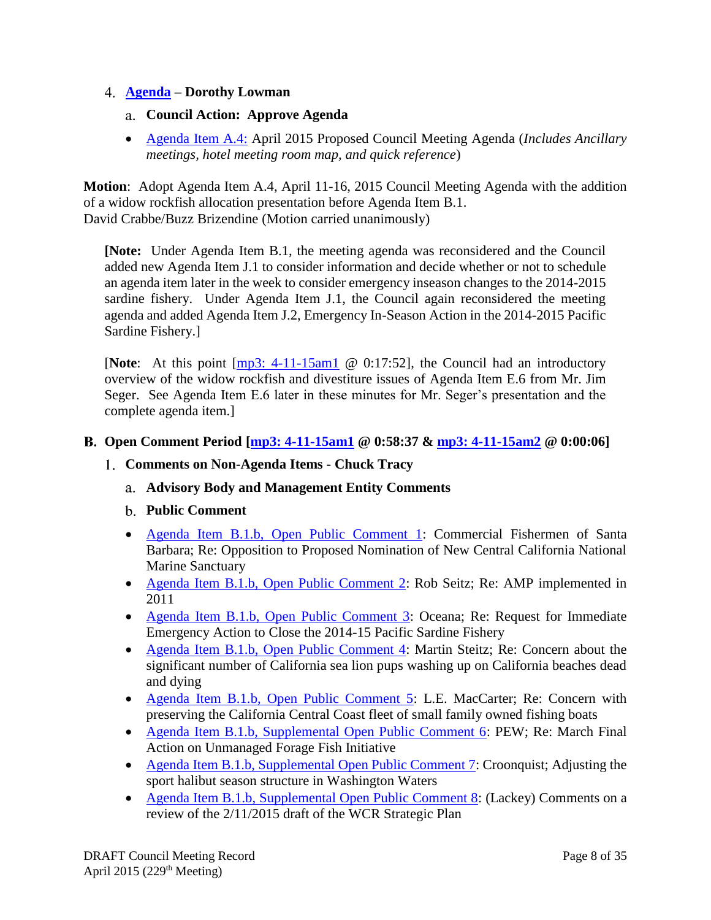4. **[Agenda](#) – Dorothy Lowman**

   a. **Council Action: Approve Agenda**

   - [Agenda Item A.4:](#) April 2015 Proposed Council Meeting Agenda (*Includes Ancillary meetings, hotel meeting room map, and quick reference*)

**Motion**: Adopt Agenda Item A.4, April 11-16, 2015 Council Meeting Agenda with the addition of a widow rockfish allocation presentation before Agenda Item B.1.
David Crabbe/Buzz Brizendine (Motion carried unanimously)

> **[Note:** Under Agenda Item B.1, the meeting agenda was reconsidered and the Council added new Agenda Item J.1 to consider information and decide whether or not to schedule an agenda item later in the week to consider emergency inseason changes to the 2014-2015 sardine fishery. Under Agenda Item J.1, the Council again reconsidered the meeting agenda and added Agenda Item J.2, Emergency In-Season Action in the 2014-2015 Pacific Sardine Fishery.]

> [**Note**: At this point [mp3: 4-11-15am1](#) @ 0:17:52], the Council had an introductory overview of the widow rockfish and divestiture issues of Agenda Item E.6 from Mr. Jim Seger. See Agenda Item E.6 later in these minutes for Mr. Seger's presentation and the complete agenda item.]

## B. Open Comment Period [[mp3: 4-11-15am1](#) @ 0:58:37 & [mp3: 4-11-15am2](#) @ 0:00:06]

1. **Comments on Non-Agenda Items - Chuck Tracy**

   a. **Advisory Body and Management Entity Comments**

   b. **Public Comment**

   - [Agenda Item B.1.b, Open Public Comment 1](#): Commercial Fishermen of Santa Barbara; Re: Opposition to Proposed Nomination of New Central California National Marine Sanctuary
   - [Agenda Item B.1.b, Open Public Comment 2](#): Rob Seitz; Re: AMP implemented in 2011
   - [Agenda Item B.1.b, Open Public Comment 3](#): Oceana; Re: Request for Immediate Emergency Action to Close the 2014-15 Pacific Sardine Fishery
   - [Agenda Item B.1.b, Open Public Comment 4](#): Martin Steitz; Re: Concern about the significant number of California sea lion pups washing up on California beaches dead and dying
   - [Agenda Item B.1.b, Open Public Comment 5](#): L.E. MacCarter; Re: Concern with preserving the California Central Coast fleet of small family owned fishing boats
   - [Agenda Item B.1.b, Supplemental Open Public Comment 6](#): PEW; Re: March Final Action on Unmanaged Forage Fish Initiative
   - [Agenda Item B.1.b, Supplemental Open Public Comment 7](#): Croonquist; Adjusting the sport halibut season structure in Washington Waters
   - [Agenda Item B.1.b, Supplemental Open Public Comment 8](#): (Lackey) Comments on a review of the 2/11/2015 draft of the WCR Strategic Plan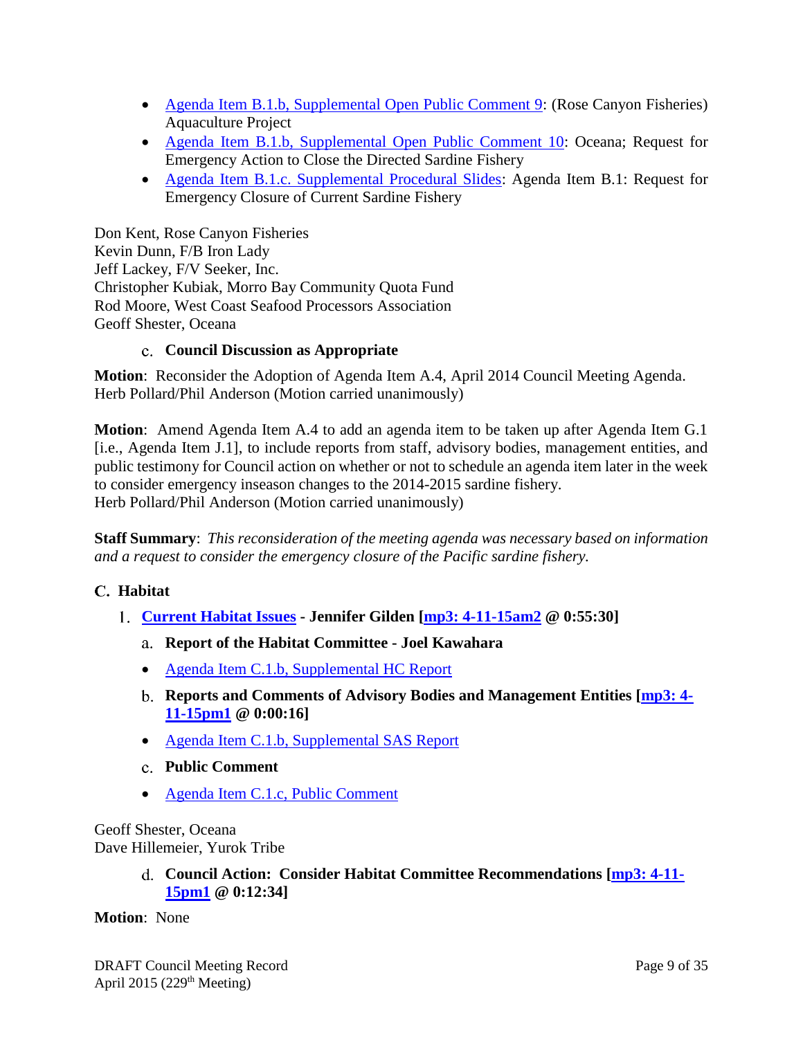- Agenda Item B.1.b, Supplemental Open Public Comment 9: (Rose Canyon Fisheries) Aquaculture Project
- Agenda Item B.1.b, Supplemental Open Public Comment 10: Oceana; Request for Emergency Action to Close the Directed Sardine Fishery
- Agenda Item B.1.c. Supplemental Procedural Slides: Agenda Item B.1: Request for Emergency Closure of Current Sardine Fishery

Don Kent, Rose Canyon Fisheries
Kevin Dunn, F/B Iron Lady
Jeff Lackey, F/V Seeker, Inc.
Christopher Kubiak, Morro Bay Community Quota Fund
Rod Moore, West Coast Seafood Processors Association
Geoff Shester, Oceana

c. **Council Discussion as Appropriate**

**Motion**: Reconsider the Adoption of Agenda Item A.4, April 2014 Council Meeting Agenda.
Herb Pollard/Phil Anderson (Motion carried unanimously)

**Motion**: Amend Agenda Item A.4 to add an agenda item to be taken up after Agenda Item G.1 [i.e., Agenda Item J.1], to include reports from staff, advisory bodies, management entities, and public testimony for Council action on whether or not to schedule an agenda item later in the week to consider emergency inseason changes to the 2014-2015 sardine fishery.
Herb Pollard/Phil Anderson (Motion carried unanimously)

**Staff Summary**: *This reconsideration of the meeting agenda was necessary based on information and a request to consider the emergency closure of the Pacific sardine fishery.*

## C. Habitat

### 1. Current Habitat Issues - Jennifer Gilden [mp3: 4-11-15am2 @ 0:55:30]

a. **Report of the Habitat Committee - Joel Kawahara**

- Agenda Item C.1.b, Supplemental HC Report

b. **Reports and Comments of Advisory Bodies and Management Entities [mp3: 4-11-15pm1 @ 0:00:16]**

- Agenda Item C.1.b, Supplemental SAS Report

c. **Public Comment**

- Agenda Item C.1.c, Public Comment

Geoff Shester, Oceana
Dave Hillemeier, Yurok Tribe

d. **Council Action: Consider Habitat Committee Recommendations [mp3: 4-11-15pm1 @ 0:12:34]**

**Motion**: None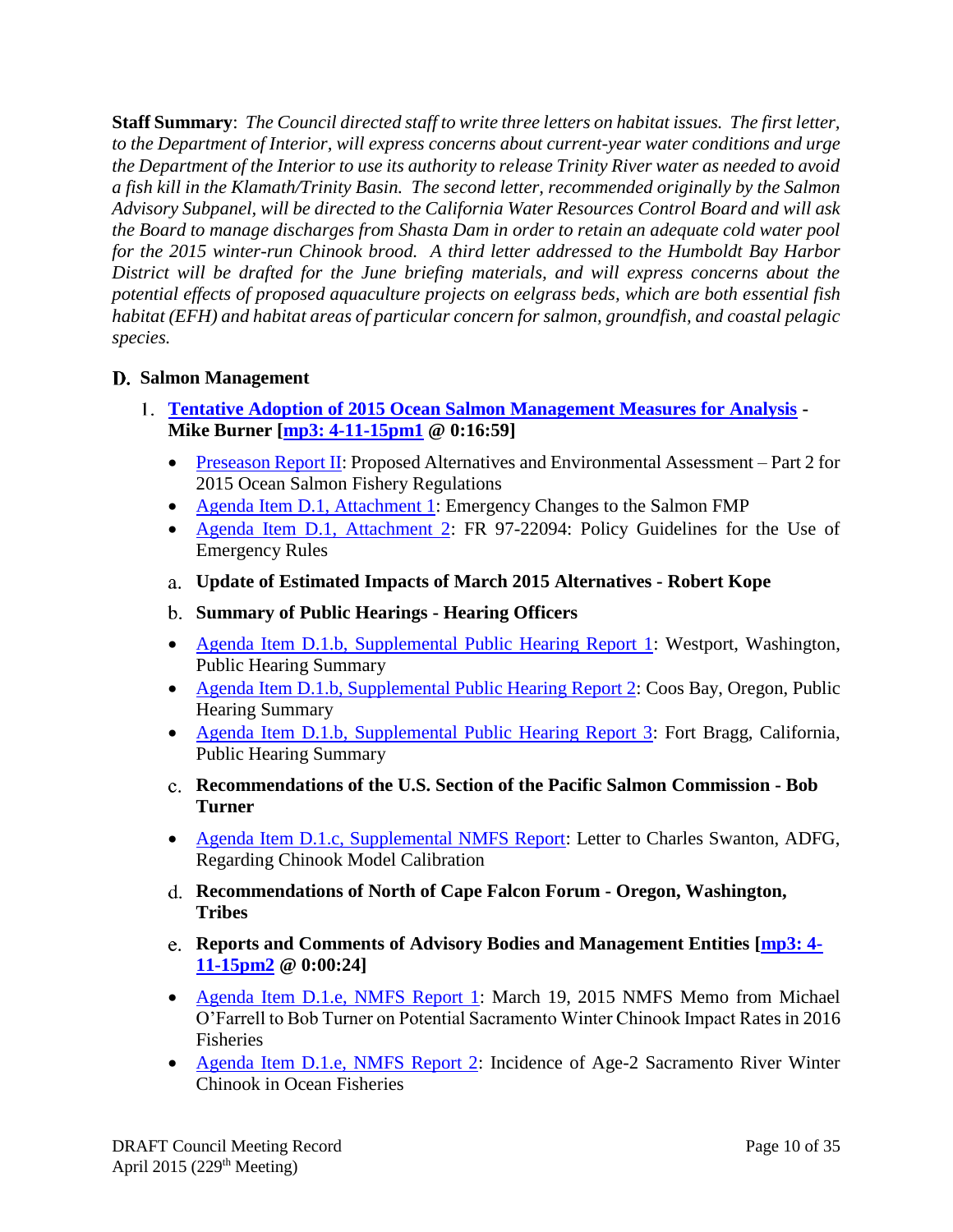**Staff Summary**: *The Council directed staff to write three letters on habitat issues. The first letter, to the Department of Interior, will express concerns about current-year water conditions and urge the Department of the Interior to use its authority to release Trinity River water as needed to avoid a fish kill in the Klamath/Trinity Basin. The second letter, recommended originally by the Salmon Advisory Subpanel, will be directed to the California Water Resources Control Board and will ask the Board to manage discharges from Shasta Dam in order to retain an adequate cold water pool for the 2015 winter-run Chinook brood. A third letter addressed to the Humboldt Bay Harbor District will be drafted for the June briefing materials, and will express concerns about the potential effects of proposed aquaculture projects on eelgrass beds, which are both essential fish habitat (EFH) and habitat areas of particular concern for salmon, groundfish, and coastal pelagic species.*

## D. Salmon Management

### 1. Tentative Adoption of 2015 Ocean Salmon Management Measures for Analysis - Mike Burner [mp3: 4-11-15pm1 @ 0:16:59]

- Preseason Report II: Proposed Alternatives and Environmental Assessment – Part 2 for 2015 Ocean Salmon Fishery Regulations
- Agenda Item D.1, Attachment 1: Emergency Changes to the Salmon FMP
- Agenda Item D.1, Attachment 2: FR 97-22094: Policy Guidelines for the Use of Emergency Rules

#### a. Update of Estimated Impacts of March 2015 Alternatives - Robert Kope

#### b. Summary of Public Hearings - Hearing Officers

- Agenda Item D.1.b, Supplemental Public Hearing Report 1: Westport, Washington, Public Hearing Summary
- Agenda Item D.1.b, Supplemental Public Hearing Report 2: Coos Bay, Oregon, Public Hearing Summary
- Agenda Item D.1.b, Supplemental Public Hearing Report 3: Fort Bragg, California, Public Hearing Summary

#### c. Recommendations of the U.S. Section of the Pacific Salmon Commission - Bob Turner

- Agenda Item D.1.c, Supplemental NMFS Report: Letter to Charles Swanton, ADFG, Regarding Chinook Model Calibration

#### d. Recommendations of North of Cape Falcon Forum - Oregon, Washington, Tribes

#### e. Reports and Comments of Advisory Bodies and Management Entities [mp3: 4-11-15pm2 @ 0:00:24]

- Agenda Item D.1.e, NMFS Report 1: March 19, 2015 NMFS Memo from Michael O'Farrell to Bob Turner on Potential Sacramento Winter Chinook Impact Rates in 2016 Fisheries
- Agenda Item D.1.e, NMFS Report 2: Incidence of Age-2 Sacramento River Winter Chinook in Ocean Fisheries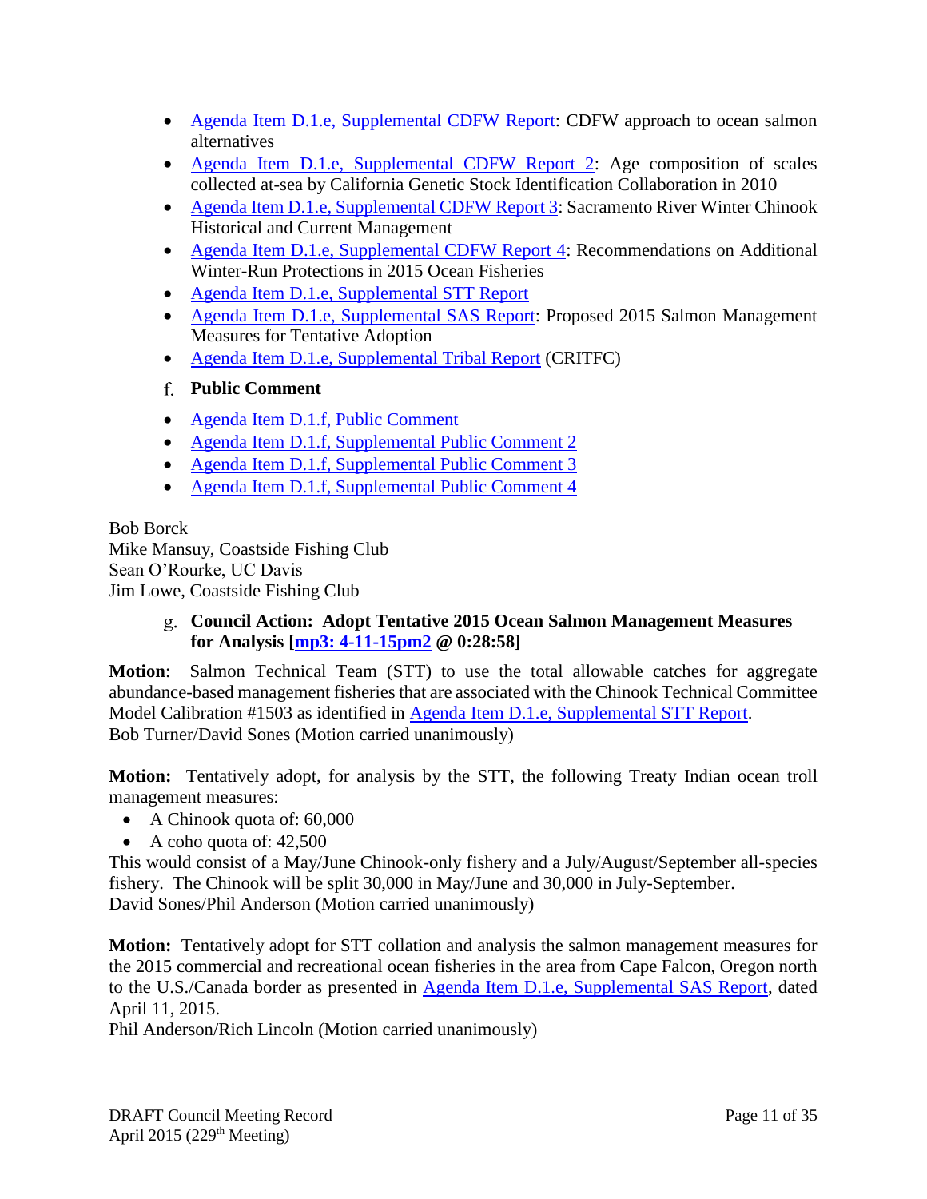- Agenda Item D.1.e, Supplemental CDFW Report: CDFW approach to ocean salmon alternatives
- Agenda Item D.1.e, Supplemental CDFW Report 2: Age composition of scales collected at-sea by California Genetic Stock Identification Collaboration in 2010
- Agenda Item D.1.e, Supplemental CDFW Report 3: Sacramento River Winter Chinook Historical and Current Management
- Agenda Item D.1.e, Supplemental CDFW Report 4: Recommendations on Additional Winter-Run Protections in 2015 Ocean Fisheries
- Agenda Item D.1.e, Supplemental STT Report
- Agenda Item D.1.e, Supplemental SAS Report: Proposed 2015 Salmon Management Measures for Tentative Adoption
- Agenda Item D.1.e, Supplemental Tribal Report (CRITFC)

f. **Public Comment**

- Agenda Item D.1.f, Public Comment
- Agenda Item D.1.f, Supplemental Public Comment 2
- Agenda Item D.1.f, Supplemental Public Comment 3
- Agenda Item D.1.f, Supplemental Public Comment 4

Bob Borck
Mike Mansuy, Coastside Fishing Club
Sean O'Rourke, UC Davis
Jim Lowe, Coastside Fishing Club

g. **Council Action: Adopt Tentative 2015 Ocean Salmon Management Measures for Analysis [mp3: 4-11-15pm2 @ 0:28:58]**

**Motion**: Salmon Technical Team (STT) to use the total allowable catches for aggregate abundance-based management fisheries that are associated with the Chinook Technical Committee Model Calibration #1503 as identified in Agenda Item D.1.e, Supplemental STT Report.
Bob Turner/David Sones (Motion carried unanimously)

**Motion:** Tentatively adopt, for analysis by the STT, the following Treaty Indian ocean troll management measures:

- A Chinook quota of: 60,000
- A coho quota of: 42,500

This would consist of a May/June Chinook-only fishery and a July/August/September all-species fishery. The Chinook will be split 30,000 in May/June and 30,000 in July-September.
David Sones/Phil Anderson (Motion carried unanimously)

**Motion:** Tentatively adopt for STT collation and analysis the salmon management measures for the 2015 commercial and recreational ocean fisheries in the area from Cape Falcon, Oregon north to the U.S./Canada border as presented in Agenda Item D.1.e, Supplemental SAS Report, dated April 11, 2015.
Phil Anderson/Rich Lincoln (Motion carried unanimously)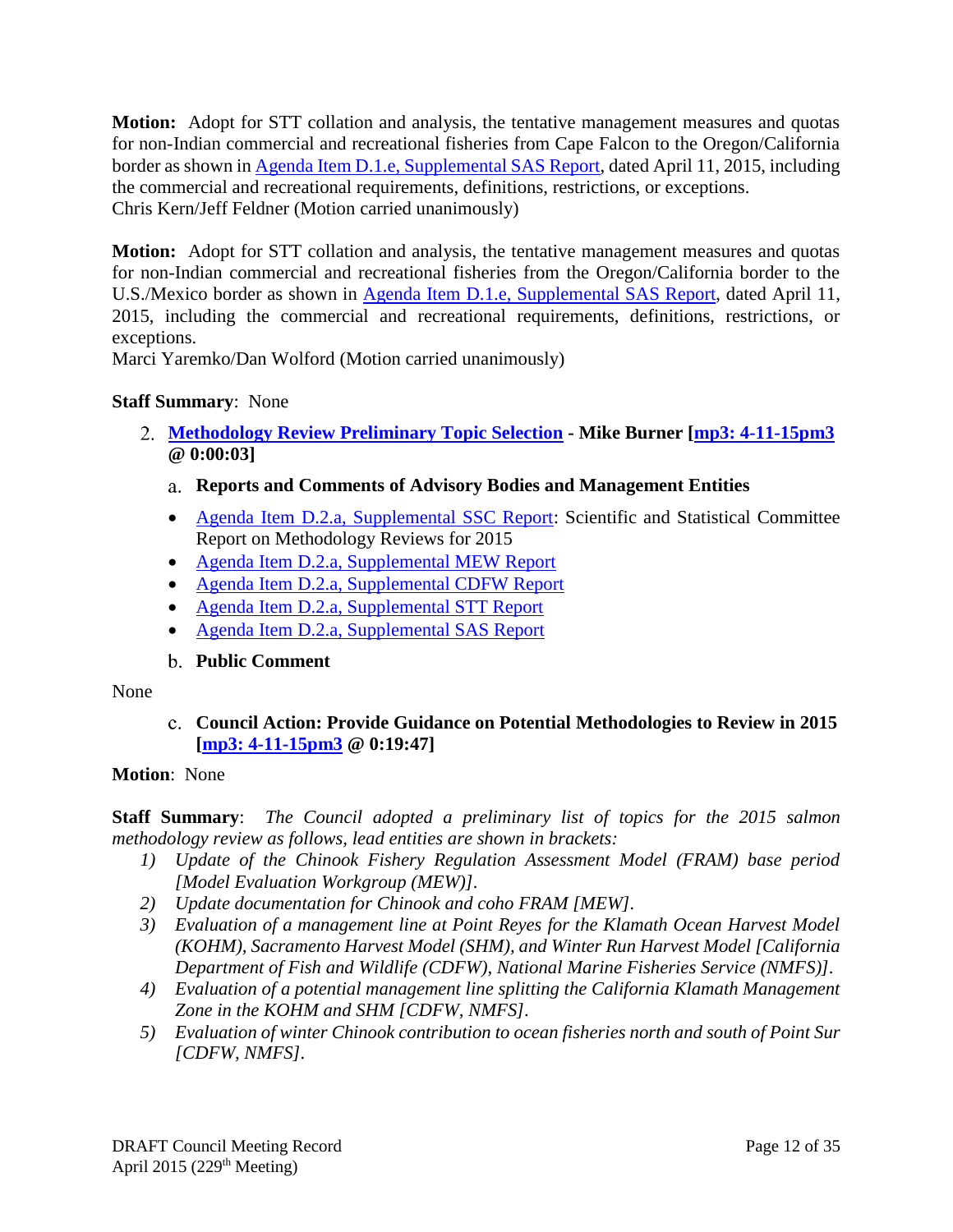**Motion:** Adopt for STT collation and analysis, the tentative management measures and quotas for non-Indian commercial and recreational fisheries from Cape Falcon to the Oregon/California border as shown in [Agenda Item D.1.e, Supplemental SAS Report](), dated April 11, 2015, including the commercial and recreational requirements, definitions, restrictions, or exceptions.
Chris Kern/Jeff Feldner (Motion carried unanimously)

**Motion:** Adopt for STT collation and analysis, the tentative management measures and quotas for non-Indian commercial and recreational fisheries from the Oregon/California border to the U.S./Mexico border as shown in [Agenda Item D.1.e, Supplemental SAS Report](), dated April 11, 2015, including the commercial and recreational requirements, definitions, restrictions, or exceptions.
Marci Yaremko/Dan Wolford (Motion carried unanimously)

**Staff Summary**: None

2. **[Methodology Review Preliminary Topic Selection]() - Mike Burner [[mp3: 4-11-15pm3]() @ 0:00:03]**

   a. **Reports and Comments of Advisory Bodies and Management Entities**

   - [Agenda Item D.2.a, Supplemental SSC Report](): Scientific and Statistical Committee Report on Methodology Reviews for 2015
   - [Agenda Item D.2.a, Supplemental MEW Report]()
   - [Agenda Item D.2.a, Supplemental CDFW Report]()
   - [Agenda Item D.2.a, Supplemental STT Report]()
   - [Agenda Item D.2.a, Supplemental SAS Report]()

   b. **Public Comment**

None

   c. **Council Action: Provide Guidance on Potential Methodologies to Review in 2015 [[mp3: 4-11-15pm3]() @ 0:19:47]**

**Motion**: None

**Staff Summary**: *The Council adopted a preliminary list of topics for the 2015 salmon methodology review as follows, lead entities are shown in brackets:*

1) *Update of the Chinook Fishery Regulation Assessment Model (FRAM) base period [Model Evaluation Workgroup (MEW)].*
2) *Update documentation for Chinook and coho FRAM [MEW].*
3) *Evaluation of a management line at Point Reyes for the Klamath Ocean Harvest Model (KOHM), Sacramento Harvest Model (SHM), and Winter Run Harvest Model [California Department of Fish and Wildlife (CDFW), National Marine Fisheries Service (NMFS)].*
4) *Evaluation of a potential management line splitting the California Klamath Management Zone in the KOHM and SHM [CDFW, NMFS].*
5) *Evaluation of winter Chinook contribution to ocean fisheries north and south of Point Sur [CDFW, NMFS].*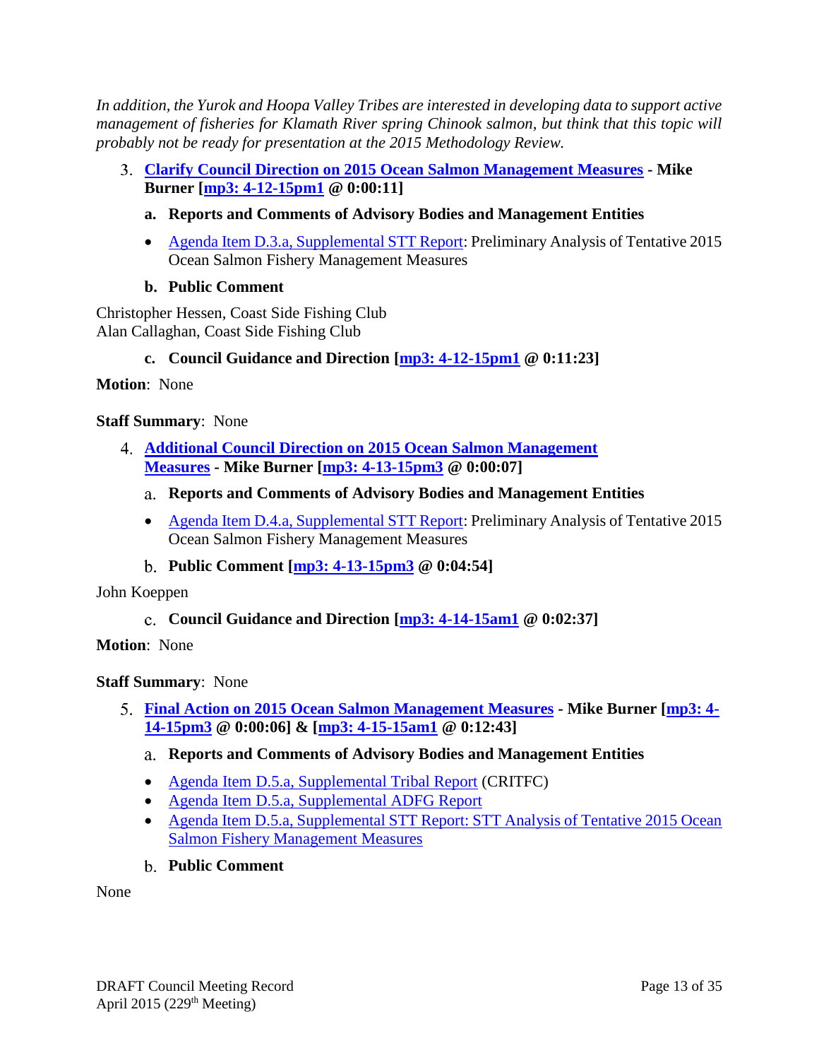*In addition, the Yurok and Hoopa Valley Tribes are interested in developing data to support active management of fisheries for Klamath River spring Chinook salmon, but think that this topic will probably not be ready for presentation at the 2015 Methodology Review.*

3. **Clarify Council Direction on 2015 Ocean Salmon Management Measures - Mike Burner [mp3: 4-12-15pm1 @ 0:00:11]**

   **a. Reports and Comments of Advisory Bodies and Management Entities**

   - Agenda Item D.3.a, Supplemental STT Report: Preliminary Analysis of Tentative 2015 Ocean Salmon Fishery Management Measures

   **b. Public Comment**

Christopher Hessen, Coast Side Fishing Club
Alan Callaghan, Coast Side Fishing Club

   **c. Council Guidance and Direction [mp3: 4-12-15pm1 @ 0:11:23]**

**Motion**: None

**Staff Summary**: None

4. **Additional Council Direction on 2015 Ocean Salmon Management Measures - Mike Burner [mp3: 4-13-15pm3 @ 0:00:07]**

   a. **Reports and Comments of Advisory Bodies and Management Entities**

   - Agenda Item D.4.a, Supplemental STT Report: Preliminary Analysis of Tentative 2015 Ocean Salmon Fishery Management Measures

   b. **Public Comment [mp3: 4-13-15pm3 @ 0:04:54]**

John Koeppen

   c. **Council Guidance and Direction [mp3: 4-14-15am1 @ 0:02:37]**

**Motion**: None

**Staff Summary**: None

5. **Final Action on 2015 Ocean Salmon Management Measures - Mike Burner [mp3: 4-14-15pm3 @ 0:00:06] & [mp3: 4-15-15am1 @ 0:12:43]**

   a. **Reports and Comments of Advisory Bodies and Management Entities**

   - Agenda Item D.5.a, Supplemental Tribal Report (CRITFC)
   - Agenda Item D.5.a, Supplemental ADFG Report
   - Agenda Item D.5.a, Supplemental STT Report: STT Analysis of Tentative 2015 Ocean Salmon Fishery Management Measures

   b. **Public Comment**

None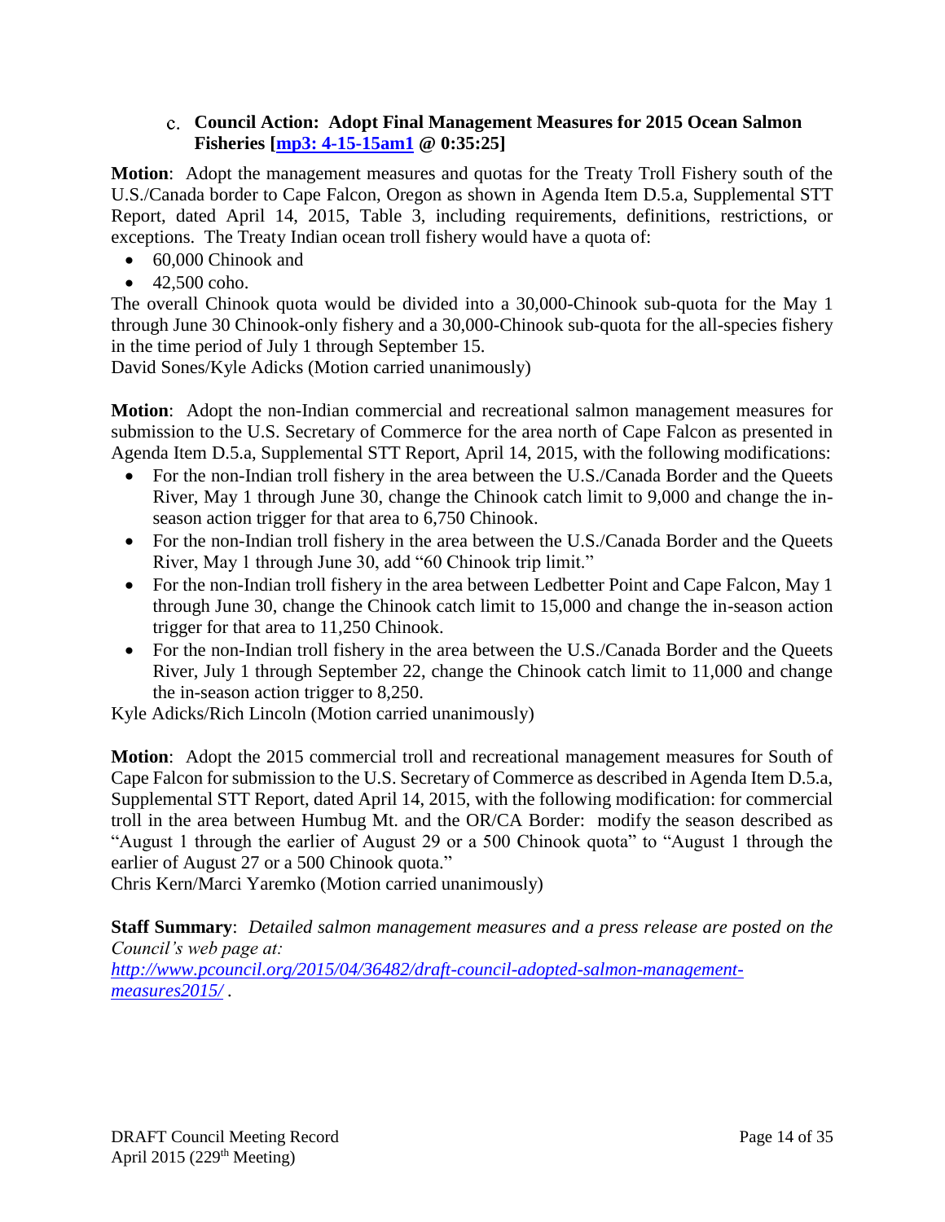### c. Council Action: Adopt Final Management Measures for 2015 Ocean Salmon Fisheries [mp3: 4-15-15am1 @ 0:35:25]

**Motion**: Adopt the management measures and quotas for the Treaty Troll Fishery south of the U.S./Canada border to Cape Falcon, Oregon as shown in Agenda Item D.5.a, Supplemental STT Report, dated April 14, 2015, Table 3, including requirements, definitions, restrictions, or exceptions. The Treaty Indian ocean troll fishery would have a quota of:

- 60,000 Chinook and
- 42,500 coho.

The overall Chinook quota would be divided into a 30,000-Chinook sub-quota for the May 1 through June 30 Chinook-only fishery and a 30,000-Chinook sub-quota for the all-species fishery in the time period of July 1 through September 15.

David Sones/Kyle Adicks (Motion carried unanimously)

**Motion**: Adopt the non-Indian commercial and recreational salmon management measures for submission to the U.S. Secretary of Commerce for the area north of Cape Falcon as presented in Agenda Item D.5.a, Supplemental STT Report, April 14, 2015, with the following modifications:

- For the non-Indian troll fishery in the area between the U.S./Canada Border and the Queets River, May 1 through June 30, change the Chinook catch limit to 9,000 and change the in-season action trigger for that area to 6,750 Chinook.
- For the non-Indian troll fishery in the area between the U.S./Canada Border and the Queets River, May 1 through June 30, add "60 Chinook trip limit."
- For the non-Indian troll fishery in the area between Ledbetter Point and Cape Falcon, May 1 through June 30, change the Chinook catch limit to 15,000 and change the in-season action trigger for that area to 11,250 Chinook.
- For the non-Indian troll fishery in the area between the U.S./Canada Border and the Queets River, July 1 through September 22, change the Chinook catch limit to 11,000 and change the in-season action trigger to 8,250.

Kyle Adicks/Rich Lincoln (Motion carried unanimously)

**Motion**: Adopt the 2015 commercial troll and recreational management measures for South of Cape Falcon for submission to the U.S. Secretary of Commerce as described in Agenda Item D.5.a, Supplemental STT Report, dated April 14, 2015, with the following modification: for commercial troll in the area between Humbug Mt. and the OR/CA Border: modify the season described as "August 1 through the earlier of August 29 or a 500 Chinook quota" to "August 1 through the earlier of August 27 or a 500 Chinook quota."

Chris Kern/Marci Yaremko (Motion carried unanimously)

**Staff Summary**: *Detailed salmon management measures and a press release are posted on the Council's web page at:* *http://www.pcouncil.org/2015/04/36482/draft-council-adopted-salmon-management-measures2015/* .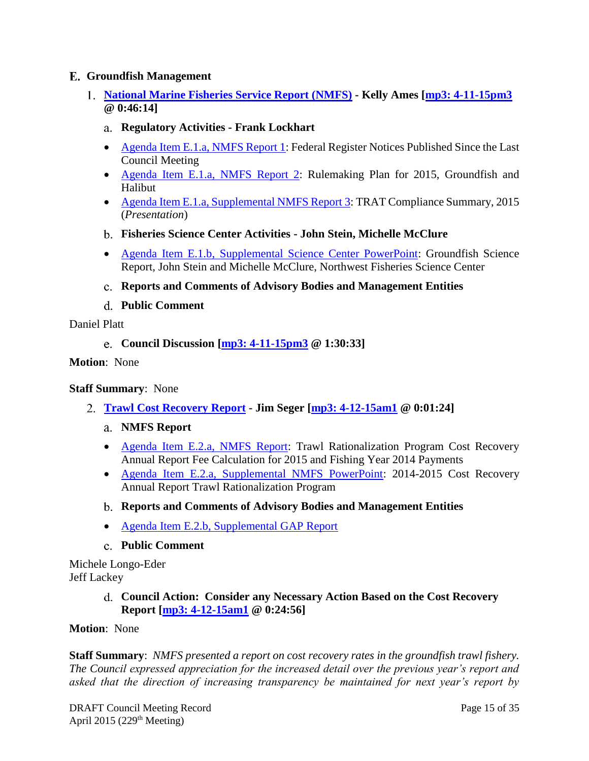## E. Groundfish Management

### 1. National Marine Fisheries Service Report (NMFS) - Kelly Ames [mp3: 4-11-15pm3 @ 0:46:14]

#### a. Regulatory Activities - Frank Lockhart

- Agenda Item E.1.a, NMFS Report 1: Federal Register Notices Published Since the Last Council Meeting
- Agenda Item E.1.a, NMFS Report 2: Rulemaking Plan for 2015, Groundfish and Halibut
- Agenda Item E.1.a, Supplemental NMFS Report 3: TRAT Compliance Summary, 2015 (*Presentation*)

#### b. Fisheries Science Center Activities - John Stein, Michelle McClure

- Agenda Item E.1.b, Supplemental Science Center PowerPoint: Groundfish Science Report, John Stein and Michelle McClure, Northwest Fisheries Science Center

#### c. Reports and Comments of Advisory Bodies and Management Entities

#### d. Public Comment

Daniel Platt

#### e. Council Discussion [mp3: 4-11-15pm3 @ 1:30:33]

**Motion**: None

**Staff Summary**: None

### 2. Trawl Cost Recovery Report - Jim Seger [mp3: 4-12-15am1 @ 0:01:24]

#### a. NMFS Report

- Agenda Item E.2.a, NMFS Report: Trawl Rationalization Program Cost Recovery Annual Report Fee Calculation for 2015 and Fishing Year 2014 Payments
- Agenda Item E.2.a, Supplemental NMFS PowerPoint: 2014-2015 Cost Recovery Annual Report Trawl Rationalization Program

#### b. Reports and Comments of Advisory Bodies and Management Entities

- Agenda Item E.2.b, Supplemental GAP Report

#### c. Public Comment

Michele Longo-Eder
Jeff Lackey

#### d. Council Action: Consider any Necessary Action Based on the Cost Recovery Report [mp3: 4-12-15am1 @ 0:24:56]

**Motion**: None

**Staff Summary**: *NMFS presented a report on cost recovery rates in the groundfish trawl fishery. The Council expressed appreciation for the increased detail over the previous year's report and asked that the direction of increasing transparency be maintained for next year's report by*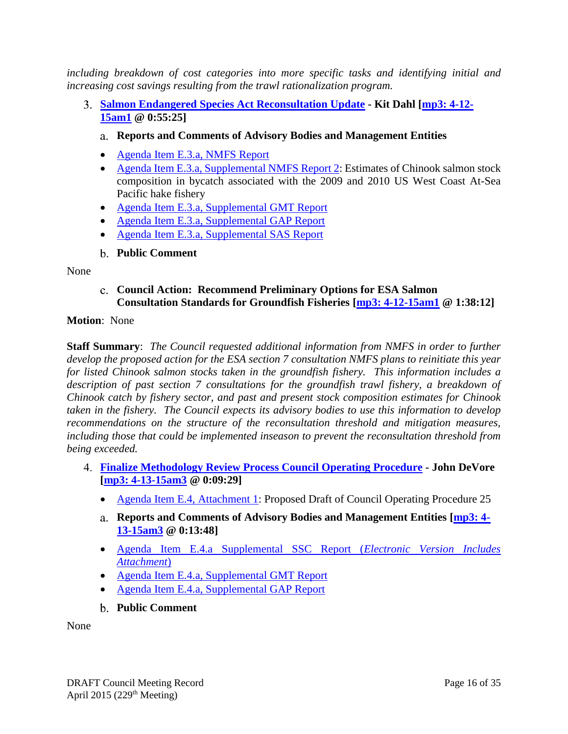*including breakdown of cost categories into more specific tasks and identifying initial and increasing cost savings resulting from the trawl rationalization program.*

3. **Salmon Endangered Species Act Reconsultation Update - Kit Dahl [mp3: 4-12-15am1 @ 0:55:25]**

   a. **Reports and Comments of Advisory Bodies and Management Entities**

   - Agenda Item E.3.a, NMFS Report
   - Agenda Item E.3.a, Supplemental NMFS Report 2: Estimates of Chinook salmon stock composition in bycatch associated with the 2009 and 2010 US West Coast At-Sea Pacific hake fishery
   - Agenda Item E.3.a, Supplemental GMT Report
   - Agenda Item E.3.a, Supplemental GAP Report
   - Agenda Item E.3.a, Supplemental SAS Report

   b. **Public Comment**

None

   c. **Council Action: Recommend Preliminary Options for ESA Salmon Consultation Standards for Groundfish Fisheries [mp3: 4-12-15am1 @ 1:38:12]**

**Motion**: None

**Staff Summary**: *The Council requested additional information from NMFS in order to further develop the proposed action for the ESA section 7 consultation NMFS plans to reinitiate this year for listed Chinook salmon stocks taken in the groundfish fishery. This information includes a description of past section 7 consultations for the groundfish trawl fishery, a breakdown of Chinook catch by fishery sector, and past and present stock composition estimates for Chinook taken in the fishery. The Council expects its advisory bodies to use this information to develop recommendations on the structure of the reconsultation threshold and mitigation measures, including those that could be implemented inseason to prevent the reconsultation threshold from being exceeded.*

4. **Finalize Methodology Review Process Council Operating Procedure - John DeVore [mp3: 4-13-15am3 @ 0:09:29]**

   - Agenda Item E.4, Attachment 1: Proposed Draft of Council Operating Procedure 25

   a. **Reports and Comments of Advisory Bodies and Management Entities [mp3: 4-13-15am3 @ 0:13:48]**

   - Agenda Item E.4.a Supplemental SSC Report (*Electronic Version Includes Attachment*)
   - Agenda Item E.4.a, Supplemental GMT Report
   - Agenda Item E.4.a, Supplemental GAP Report

   b. **Public Comment**

None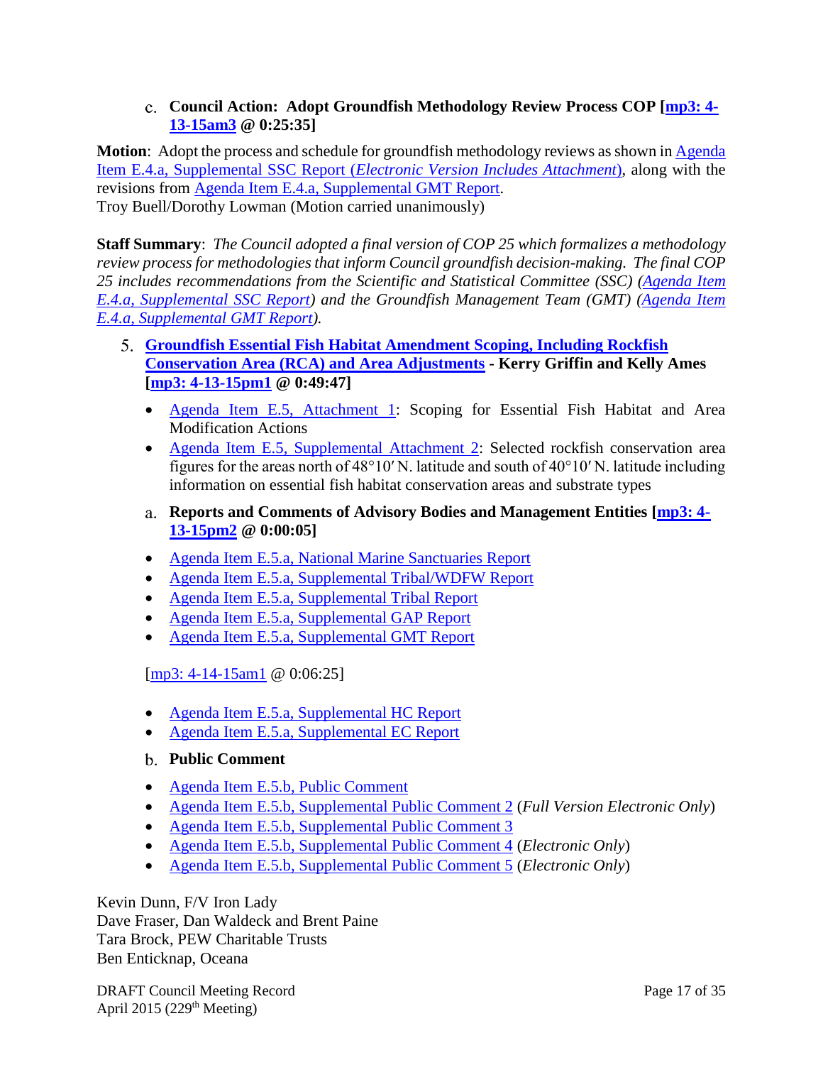c. **Council Action: Adopt Groundfish Methodology Review Process COP [mp3: 4-13-15am3 @ 0:25:35]**

**Motion**: Adopt the process and schedule for groundfish methodology reviews as shown in Agenda Item E.4.a, Supplemental SSC Report (*Electronic Version Includes Attachment*), along with the revisions from Agenda Item E.4.a, Supplemental GMT Report.
Troy Buell/Dorothy Lowman (Motion carried unanimously)

**Staff Summary**: *The Council adopted a final version of COP 25 which formalizes a methodology review process for methodologies that inform Council groundfish decision-making. The final COP 25 includes recommendations from the Scientific and Statistical Committee (SSC) (Agenda Item E.4.a, Supplemental SSC Report) and the Groundfish Management Team (GMT) (Agenda Item E.4.a, Supplemental GMT Report).*

5. **Groundfish Essential Fish Habitat Amendment Scoping, Including Rockfish Conservation Area (RCA) and Area Adjustments - Kerry Griffin and Kelly Ames [mp3: 4-13-15pm1 @ 0:49:47]**

- Agenda Item E.5, Attachment 1: Scoping for Essential Fish Habitat and Area Modification Actions
- Agenda Item E.5, Supplemental Attachment 2: Selected rockfish conservation area figures for the areas north of 48°10′ N. latitude and south of 40°10′ N. latitude including information on essential fish habitat conservation areas and substrate types

a. **Reports and Comments of Advisory Bodies and Management Entities [mp3: 4-13-15pm2 @ 0:00:05]**

- Agenda Item E.5.a, National Marine Sanctuaries Report
- Agenda Item E.5.a, Supplemental Tribal/WDFW Report
- Agenda Item E.5.a, Supplemental Tribal Report
- Agenda Item E.5.a, Supplemental GAP Report
- Agenda Item E.5.a, Supplemental GMT Report

[mp3: 4-14-15am1 @ 0:06:25]

- Agenda Item E.5.a, Supplemental HC Report
- Agenda Item E.5.a, Supplemental EC Report

b. **Public Comment**

- Agenda Item E.5.b, Public Comment
- Agenda Item E.5.b, Supplemental Public Comment 2 (*Full Version Electronic Only*)
- Agenda Item E.5.b, Supplemental Public Comment 3
- Agenda Item E.5.b, Supplemental Public Comment 4 (*Electronic Only*)
- Agenda Item E.5.b, Supplemental Public Comment 5 (*Electronic Only*)

Kevin Dunn, F/V Iron Lady
Dave Fraser, Dan Waldeck and Brent Paine
Tara Brock, PEW Charitable Trusts
Ben Enticknap, Oceana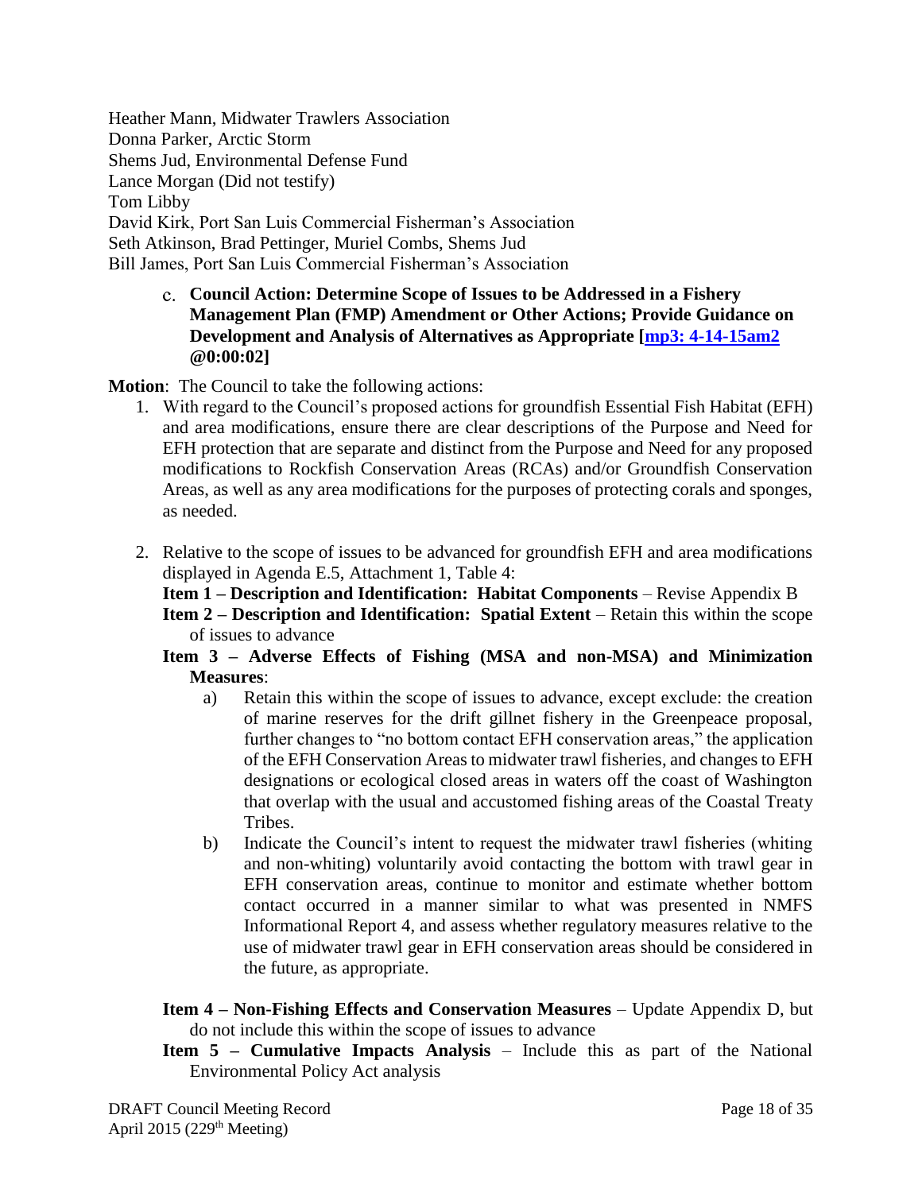Heather Mann, Midwater Trawlers Association
Donna Parker, Arctic Storm
Shems Jud, Environmental Defense Fund
Lance Morgan (Did not testify)
Tom Libby
David Kirk, Port San Luis Commercial Fisherman's Association
Seth Atkinson, Brad Pettinger, Muriel Combs, Shems Jud
Bill James, Port San Luis Commercial Fisherman's Association

c. **Council Action: Determine Scope of Issues to be Addressed in a Fishery Management Plan (FMP) Amendment or Other Actions; Provide Guidance on Development and Analysis of Alternatives as Appropriate [mp3: 4-14-15am2 @0:00:02]**

**Motion**: The Council to take the following actions:

1. With regard to the Council's proposed actions for groundfish Essential Fish Habitat (EFH) and area modifications, ensure there are clear descriptions of the Purpose and Need for EFH protection that are separate and distinct from the Purpose and Need for any proposed modifications to Rockfish Conservation Areas (RCAs) and/or Groundfish Conservation Areas, as well as any area modifications for the purposes of protecting corals and sponges, as needed.

2. Relative to the scope of issues to be advanced for groundfish EFH and area modifications displayed in Agenda E.5, Attachment 1, Table 4:

   **Item 1 – Description and Identification: Habitat Components** – Revise Appendix B

   **Item 2 – Description and Identification: Spatial Extent** – Retain this within the scope of issues to advance

   **Item 3 – Adverse Effects of Fishing (MSA and non-MSA) and Minimization Measures**:

   a) Retain this within the scope of issues to advance, except exclude: the creation of marine reserves for the drift gillnet fishery in the Greenpeace proposal, further changes to "no bottom contact EFH conservation areas," the application of the EFH Conservation Areas to midwater trawl fisheries, and changes to EFH designations or ecological closed areas in waters off the coast of Washington that overlap with the usual and accustomed fishing areas of the Coastal Treaty Tribes.

   b) Indicate the Council's intent to request the midwater trawl fisheries (whiting and non-whiting) voluntarily avoid contacting the bottom with trawl gear in EFH conservation areas, continue to monitor and estimate whether bottom contact occurred in a manner similar to what was presented in NMFS Informational Report 4, and assess whether regulatory measures relative to the use of midwater trawl gear in EFH conservation areas should be considered in the future, as appropriate.

   **Item 4 – Non-Fishing Effects and Conservation Measures** – Update Appendix D, but do not include this within the scope of issues to advance

   **Item 5 – Cumulative Impacts Analysis** – Include this as part of the National Environmental Policy Act analysis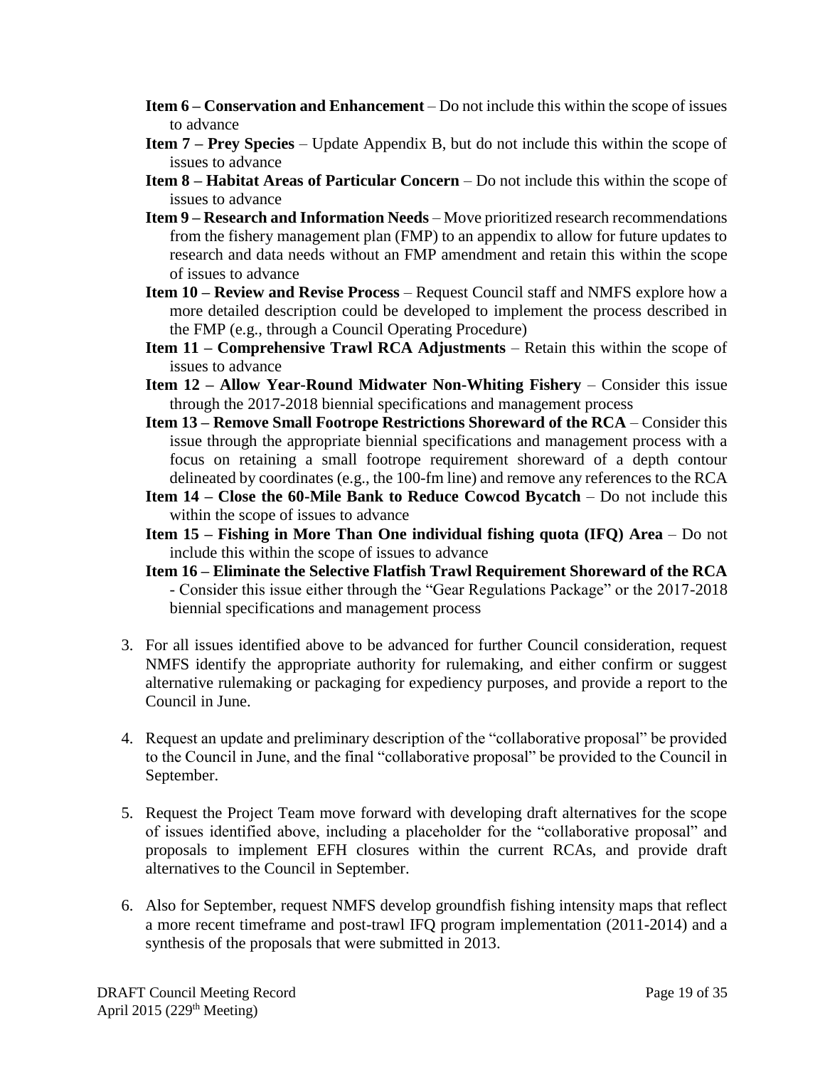**Item 6 – Conservation and Enhancement** – Do not include this within the scope of issues to advance

**Item 7 – Prey Species** – Update Appendix B, but do not include this within the scope of issues to advance

**Item 8 – Habitat Areas of Particular Concern** – Do not include this within the scope of issues to advance

**Item 9 – Research and Information Needs** – Move prioritized research recommendations from the fishery management plan (FMP) to an appendix to allow for future updates to research and data needs without an FMP amendment and retain this within the scope of issues to advance

**Item 10 – Review and Revise Process** – Request Council staff and NMFS explore how a more detailed description could be developed to implement the process described in the FMP (e.g., through a Council Operating Procedure)

**Item 11 – Comprehensive Trawl RCA Adjustments** – Retain this within the scope of issues to advance

**Item 12 – Allow Year-Round Midwater Non-Whiting Fishery** – Consider this issue through the 2017-2018 biennial specifications and management process

**Item 13 – Remove Small Footrope Restrictions Shoreward of the RCA** – Consider this issue through the appropriate biennial specifications and management process with a focus on retaining a small footrope requirement shoreward of a depth contour delineated by coordinates (e.g., the 100-fm line) and remove any references to the RCA

**Item 14 – Close the 60-Mile Bank to Reduce Cowcod Bycatch** – Do not include this within the scope of issues to advance

**Item 15 – Fishing in More Than One individual fishing quota (IFQ) Area** – Do not include this within the scope of issues to advance

**Item 16 – Eliminate the Selective Flatfish Trawl Requirement Shoreward of the RCA** - Consider this issue either through the "Gear Regulations Package" or the 2017-2018 biennial specifications and management process

3. For all issues identified above to be advanced for further Council consideration, request NMFS identify the appropriate authority for rulemaking, and either confirm or suggest alternative rulemaking or packaging for expediency purposes, and provide a report to the Council in June.

4. Request an update and preliminary description of the "collaborative proposal" be provided to the Council in June, and the final "collaborative proposal" be provided to the Council in September.

5. Request the Project Team move forward with developing draft alternatives for the scope of issues identified above, including a placeholder for the "collaborative proposal" and proposals to implement EFH closures within the current RCAs, and provide draft alternatives to the Council in September.

6. Also for September, request NMFS develop groundfish fishing intensity maps that reflect a more recent timeframe and post-trawl IFQ program implementation (2011-2014) and a synthesis of the proposals that were submitted in 2013.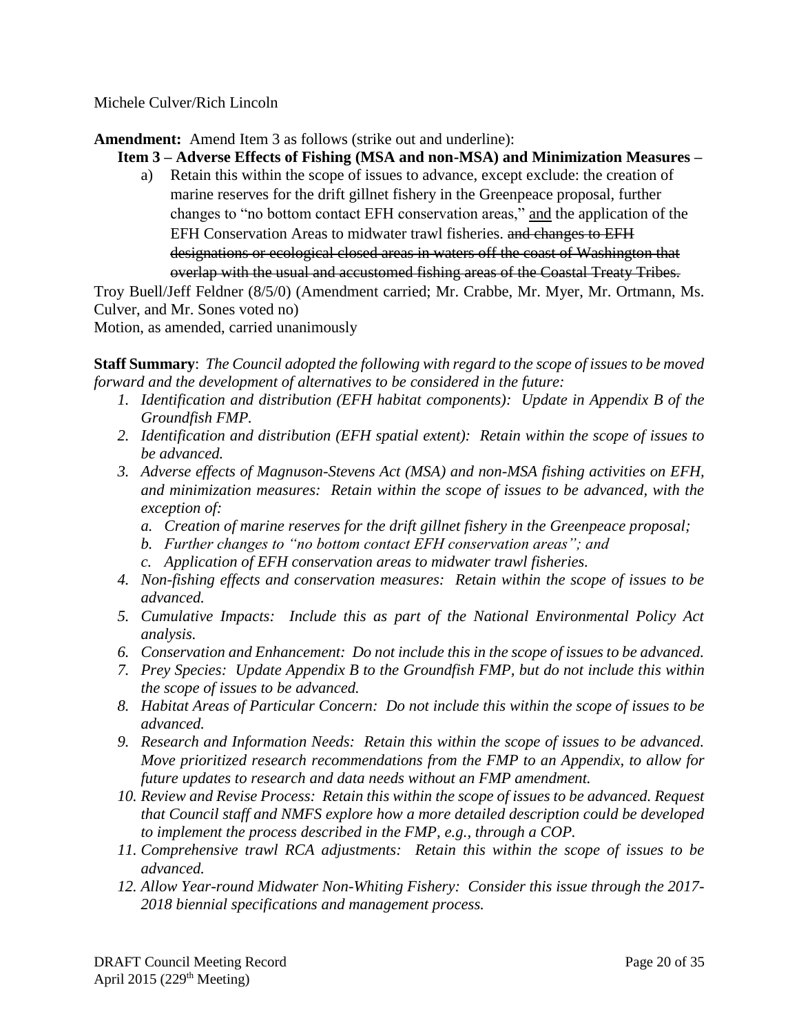Michele Culver/Rich Lincoln

**Amendment:** Amend Item 3 as follows (strike out and underline):

**Item 3 – Adverse Effects of Fishing (MSA and non-MSA) and Minimization Measures –**

a) Retain this within the scope of issues to advance, except exclude: the creation of marine reserves for the drift gillnet fishery in the Greenpeace proposal, further changes to "no bottom contact EFH conservation areas," <u>and</u> the application of the EFH Conservation Areas to midwater trawl fisheries. ~~and changes to EFH designations or ecological closed areas in waters off the coast of Washington that overlap with the usual and accustomed fishing areas of the Coastal Treaty Tribes.~~

Troy Buell/Jeff Feldner (8/5/0) (Amendment carried; Mr. Crabbe, Mr. Myer, Mr. Ortmann, Ms. Culver, and Mr. Sones voted no)

Motion, as amended, carried unanimously

**Staff Summary**: *The Council adopted the following with regard to the scope of issues to be moved forward and the development of alternatives to be considered in the future:*

1. *Identification and distribution (EFH habitat components): Update in Appendix B of the Groundfish FMP.*
2. *Identification and distribution (EFH spatial extent): Retain within the scope of issues to be advanced.*
3. *Adverse effects of Magnuson-Stevens Act (MSA) and non-MSA fishing activities on EFH, and minimization measures: Retain within the scope of issues to be advanced, with the exception of:*
   a. *Creation of marine reserves for the drift gillnet fishery in the Greenpeace proposal;*
   b. *Further changes to "no bottom contact EFH conservation areas"; and*
   c. *Application of EFH conservation areas to midwater trawl fisheries.*
4. *Non-fishing effects and conservation measures: Retain within the scope of issues to be advanced.*
5. *Cumulative Impacts: Include this as part of the National Environmental Policy Act analysis.*
6. *Conservation and Enhancement: Do not include this in the scope of issues to be advanced.*
7. *Prey Species: Update Appendix B to the Groundfish FMP, but do not include this within the scope of issues to be advanced.*
8. *Habitat Areas of Particular Concern: Do not include this within the scope of issues to be advanced.*
9. *Research and Information Needs: Retain this within the scope of issues to be advanced. Move prioritized research recommendations from the FMP to an Appendix, to allow for future updates to research and data needs without an FMP amendment.*
10. *Review and Revise Process: Retain this within the scope of issues to be advanced. Request that Council staff and NMFS explore how a more detailed description could be developed to implement the process described in the FMP, e.g., through a COP.*
11. *Comprehensive trawl RCA adjustments: Retain this within the scope of issues to be advanced.*
12. *Allow Year-round Midwater Non-Whiting Fishery: Consider this issue through the 2017-2018 biennial specifications and management process.*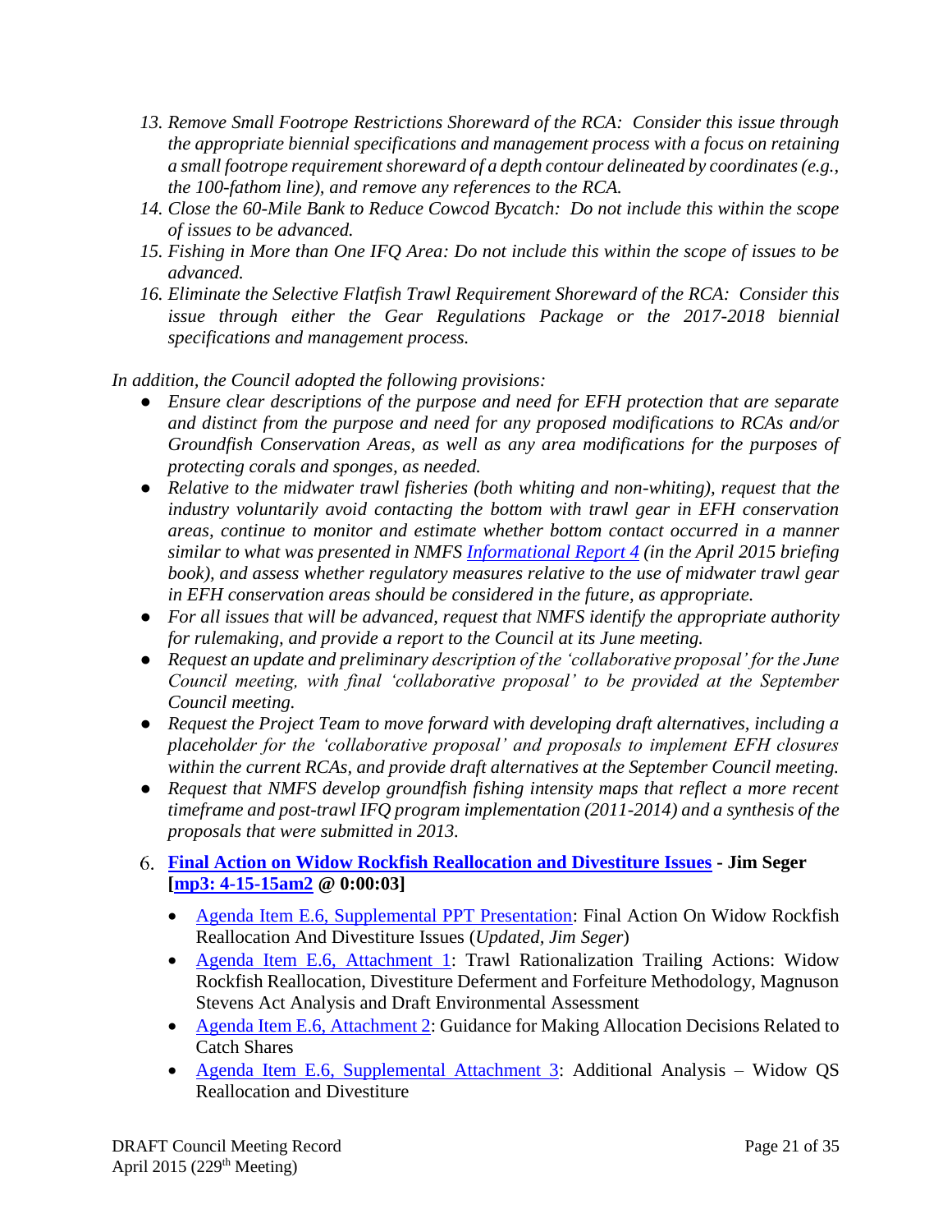13. *Remove Small Footrope Restrictions Shoreward of the RCA: Consider this issue through the appropriate biennial specifications and management process with a focus on retaining a small footrope requirement shoreward of a depth contour delineated by coordinates (e.g., the 100-fathom line), and remove any references to the RCA.*
14. *Close the 60-Mile Bank to Reduce Cowcod Bycatch: Do not include this within the scope of issues to be advanced.*
15. *Fishing in More than One IFQ Area: Do not include this within the scope of issues to be advanced.*
16. *Eliminate the Selective Flatfish Trawl Requirement Shoreward of the RCA: Consider this issue through either the Gear Regulations Package or the 2017-2018 biennial specifications and management process.*

*In addition, the Council adopted the following provisions:*

- *Ensure clear descriptions of the purpose and need for EFH protection that are separate and distinct from the purpose and need for any proposed modifications to RCAs and/or Groundfish Conservation Areas, as well as any area modifications for the purposes of protecting corals and sponges, as needed.*
- *Relative to the midwater trawl fisheries (both whiting and non-whiting), request that the industry voluntarily avoid contacting the bottom with trawl gear in EFH conservation areas, continue to monitor and estimate whether bottom contact occurred in a manner similar to what was presented in NMFS Informational Report 4 (in the April 2015 briefing book), and assess whether regulatory measures relative to the use of midwater trawl gear in EFH conservation areas should be considered in the future, as appropriate.*
- *For all issues that will be advanced, request that NMFS identify the appropriate authority for rulemaking, and provide a report to the Council at its June meeting.*
- *Request an update and preliminary description of the 'collaborative proposal' for the June Council meeting, with final 'collaborative proposal' to be provided at the September Council meeting.*
- *Request the Project Team to move forward with developing draft alternatives, including a placeholder for the 'collaborative proposal' and proposals to implement EFH closures within the current RCAs, and provide draft alternatives at the September Council meeting.*
- *Request that NMFS develop groundfish fishing intensity maps that reflect a more recent timeframe and post-trawl IFQ program implementation (2011-2014) and a synthesis of the proposals that were submitted in 2013.*

6. **Final Action on Widow Rockfish Reallocation and Divestiture Issues - Jim Seger [mp3: 4-15-15am2 @ 0:00:03]**

   - Agenda Item E.6, Supplemental PPT Presentation: Final Action On Widow Rockfish Reallocation And Divestiture Issues (*Updated, Jim Seger*)
   - Agenda Item E.6, Attachment 1: Trawl Rationalization Trailing Actions: Widow Rockfish Reallocation, Divestiture Deferment and Forfeiture Methodology, Magnuson Stevens Act Analysis and Draft Environmental Assessment
   - Agenda Item E.6, Attachment 2: Guidance for Making Allocation Decisions Related to Catch Shares
   - Agenda Item E.6, Supplemental Attachment 3: Additional Analysis – Widow QS Reallocation and Divestiture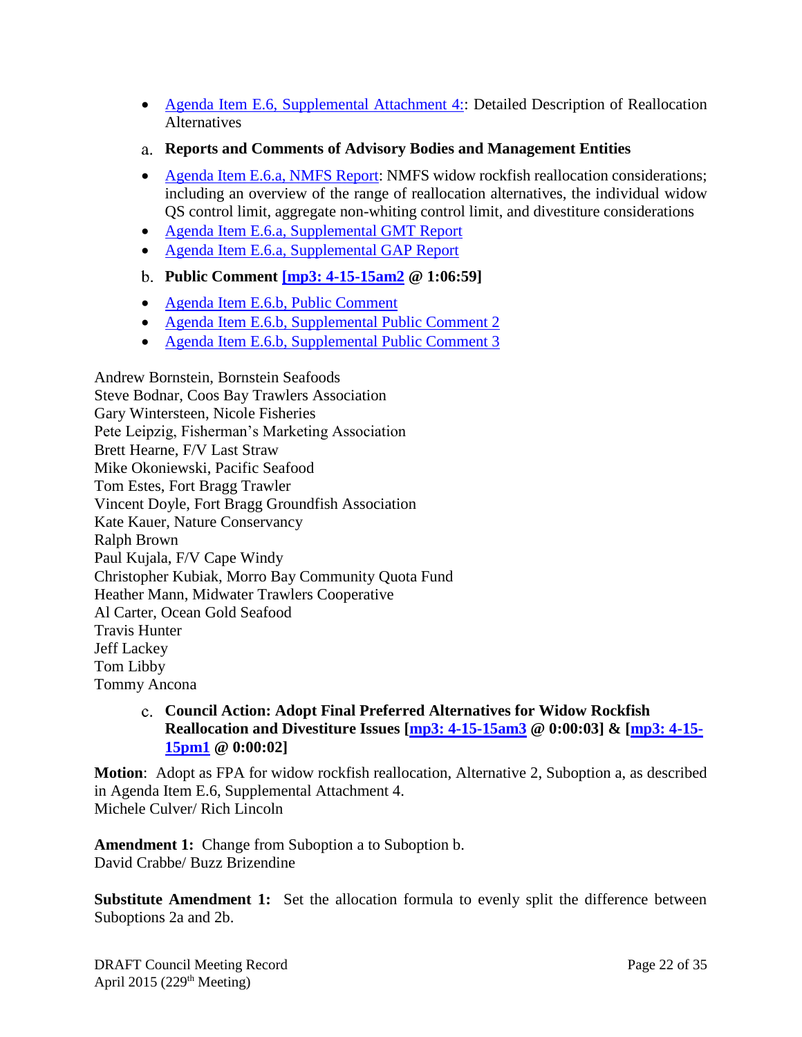- Agenda Item E.6, Supplemental Attachment 4:: Detailed Description of Reallocation Alternatives

a. **Reports and Comments of Advisory Bodies and Management Entities**

- Agenda Item E.6.a, NMFS Report: NMFS widow rockfish reallocation considerations; including an overview of the range of reallocation alternatives, the individual widow QS control limit, aggregate non-whiting control limit, and divestiture considerations
- Agenda Item E.6.a, Supplemental GMT Report
- Agenda Item E.6.a, Supplemental GAP Report

b. **Public Comment [mp3: 4-15-15am2 @ 1:06:59]**

- Agenda Item E.6.b, Public Comment
- Agenda Item E.6.b, Supplemental Public Comment 2
- Agenda Item E.6.b, Supplemental Public Comment 3

Andrew Bornstein, Bornstein Seafoods
Steve Bodnar, Coos Bay Trawlers Association
Gary Wintersteen, Nicole Fisheries
Pete Leipzig, Fisherman's Marketing Association
Brett Hearne, F/V Last Straw
Mike Okoniewski, Pacific Seafood
Tom Estes, Fort Bragg Trawler
Vincent Doyle, Fort Bragg Groundfish Association
Kate Kauer, Nature Conservancy
Ralph Brown
Paul Kujala, F/V Cape Windy
Christopher Kubiak, Morro Bay Community Quota Fund
Heather Mann, Midwater Trawlers Cooperative
Al Carter, Ocean Gold Seafood
Travis Hunter
Jeff Lackey
Tom Libby
Tommy Ancona

c. **Council Action: Adopt Final Preferred Alternatives for Widow Rockfish Reallocation and Divestiture Issues [mp3: 4-15-15am3 @ 0:00:03] & [mp3: 4-15-15pm1 @ 0:00:02]**

**Motion**: Adopt as FPA for widow rockfish reallocation, Alternative 2, Suboption a, as described in Agenda Item E.6, Supplemental Attachment 4.
Michele Culver/ Rich Lincoln

**Amendment 1:** Change from Suboption a to Suboption b.
David Crabbe/ Buzz Brizendine

**Substitute Amendment 1:** Set the allocation formula to evenly split the difference between Suboptions 2a and 2b.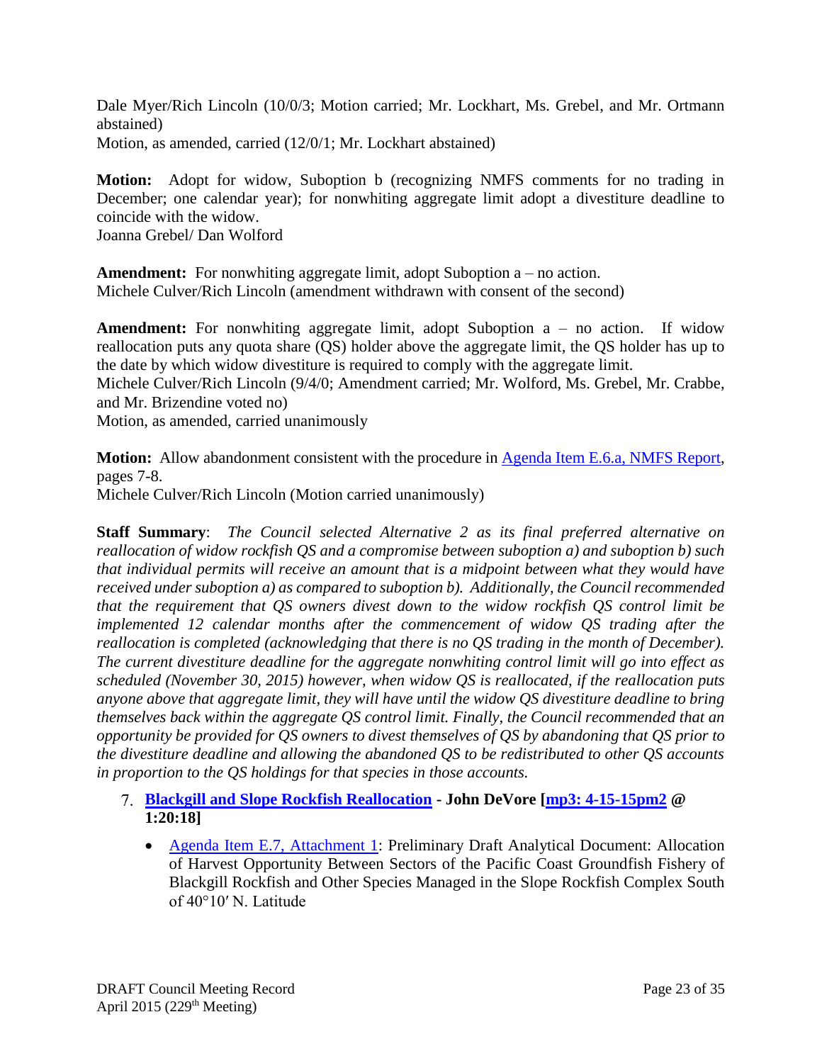Dale Myer/Rich Lincoln (10/0/3; Motion carried; Mr. Lockhart, Ms. Grebel, and Mr. Ortmann abstained)
Motion, as amended, carried (12/0/1; Mr. Lockhart abstained)

**Motion:** Adopt for widow, Suboption b (recognizing NMFS comments for no trading in December; one calendar year); for nonwhiting aggregate limit adopt a divestiture deadline to coincide with the widow.
Joanna Grebel/ Dan Wolford

**Amendment:** For nonwhiting aggregate limit, adopt Suboption a – no action.
Michele Culver/Rich Lincoln (amendment withdrawn with consent of the second)

**Amendment:** For nonwhiting aggregate limit, adopt Suboption a – no action. If widow reallocation puts any quota share (QS) holder above the aggregate limit, the QS holder has up to the date by which widow divestiture is required to comply with the aggregate limit.
Michele Culver/Rich Lincoln (9/4/0; Amendment carried; Mr. Wolford, Ms. Grebel, Mr. Crabbe, and Mr. Brizendine voted no)
Motion, as amended, carried unanimously

**Motion:** Allow abandonment consistent with the procedure in [Agenda Item E.6.a, NMFS Report](), pages 7-8.
Michele Culver/Rich Lincoln (Motion carried unanimously)

**Staff Summary**: *The Council selected Alternative 2 as its final preferred alternative on reallocation of widow rockfish QS and a compromise between suboption a) and suboption b) such that individual permits will receive an amount that is a midpoint between what they would have received under suboption a) as compared to suboption b). Additionally, the Council recommended that the requirement that QS owners divest down to the widow rockfish QS control limit be implemented 12 calendar months after the commencement of widow QS trading after the reallocation is completed (acknowledging that there is no QS trading in the month of December). The current divestiture deadline for the aggregate nonwhiting control limit will go into effect as scheduled (November 30, 2015) however, when widow QS is reallocated, if the reallocation puts anyone above that aggregate limit, they will have until the widow QS divestiture deadline to bring themselves back within the aggregate QS control limit. Finally, the Council recommended that an opportunity be provided for QS owners to divest themselves of QS by abandoning that QS prior to the divestiture deadline and allowing the abandoned QS to be redistributed to other QS accounts in proportion to the QS holdings for that species in those accounts.*

7. **[Blackgill and Slope Rockfish Reallocation]() - John DeVore [[mp3: 4-15-15pm2]() @ 1:20:18]**

    - [Agenda Item E.7, Attachment 1](): Preliminary Draft Analytical Document: Allocation of Harvest Opportunity Between Sectors of the Pacific Coast Groundfish Fishery of Blackgill Rockfish and Other Species Managed in the Slope Rockfish Complex South of 40°10′ N. Latitude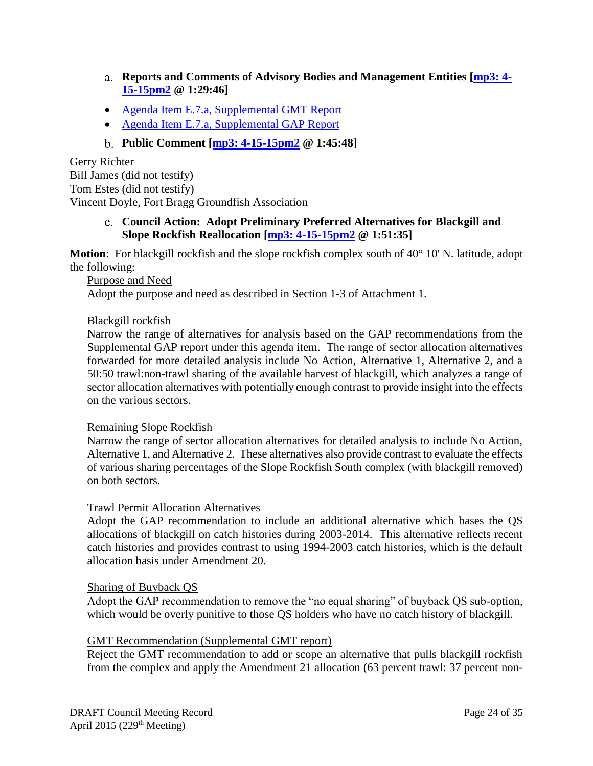a. **Reports and Comments of Advisory Bodies and Management Entities [mp3: 4-15-15pm2 @ 1:29:46]**

- Agenda Item E.7.a, Supplemental GMT Report
- Agenda Item E.7.a, Supplemental GAP Report

b. **Public Comment [mp3: 4-15-15pm2 @ 1:45:48]**

Gerry Richter
Bill James (did not testify)
Tom Estes (did not testify)
Vincent Doyle, Fort Bragg Groundfish Association

c. **Council Action: Adopt Preliminary Preferred Alternatives for Blackgill and Slope Rockfish Reallocation [mp3: 4-15-15pm2 @ 1:51:35]**

**Motion**: For blackgill rockfish and the slope rockfish complex south of 40° 10' N. latitude, adopt the following:

Purpose and Need

Adopt the purpose and need as described in Section 1-3 of Attachment 1.

Blackgill rockfish

Narrow the range of alternatives for analysis based on the GAP recommendations from the Supplemental GAP report under this agenda item. The range of sector allocation alternatives forwarded for more detailed analysis include No Action, Alternative 1, Alternative 2, and a 50:50 trawl:non-trawl sharing of the available harvest of blackgill, which analyzes a range of sector allocation alternatives with potentially enough contrast to provide insight into the effects on the various sectors.

Remaining Slope Rockfish

Narrow the range of sector allocation alternatives for detailed analysis to include No Action, Alternative 1, and Alternative 2. These alternatives also provide contrast to evaluate the effects of various sharing percentages of the Slope Rockfish South complex (with blackgill removed) on both sectors.

Trawl Permit Allocation Alternatives

Adopt the GAP recommendation to include an additional alternative which bases the QS allocations of blackgill on catch histories during 2003-2014. This alternative reflects recent catch histories and provides contrast to using 1994-2003 catch histories, which is the default allocation basis under Amendment 20.

Sharing of Buyback QS

Adopt the GAP recommendation to remove the "no equal sharing" of buyback QS sub-option, which would be overly punitive to those QS holders who have no catch history of blackgill.

GMT Recommendation (Supplemental GMT report)

Reject the GMT recommendation to add or scope an alternative that pulls blackgill rockfish from the complex and apply the Amendment 21 allocation (63 percent trawl: 37 percent non-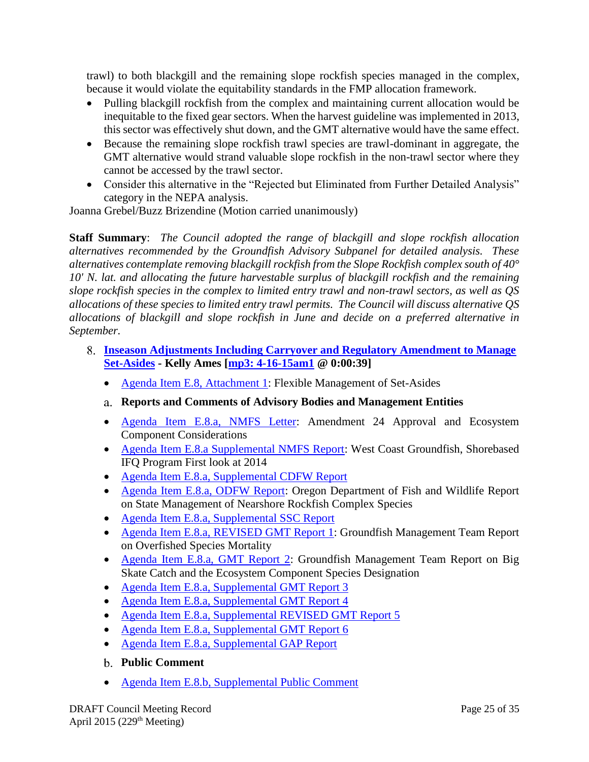trawl) to both blackgill and the remaining slope rockfish species managed in the complex, because it would violate the equitability standards in the FMP allocation framework.

- Pulling blackgill rockfish from the complex and maintaining current allocation would be inequitable to the fixed gear sectors. When the harvest guideline was implemented in 2013, this sector was effectively shut down, and the GMT alternative would have the same effect.
- Because the remaining slope rockfish trawl species are trawl-dominant in aggregate, the GMT alternative would strand valuable slope rockfish in the non-trawl sector where they cannot be accessed by the trawl sector.
- Consider this alternative in the "Rejected but Eliminated from Further Detailed Analysis" category in the NEPA analysis.

Joanna Grebel/Buzz Brizendine (Motion carried unanimously)

**Staff Summary**: *The Council adopted the range of blackgill and slope rockfish allocation alternatives recommended by the Groundfish Advisory Subpanel for detailed analysis. These alternatives contemplate removing blackgill rockfish from the Slope Rockfish complex south of 40° 10' N. lat. and allocating the future harvestable surplus of blackgill rockfish and the remaining slope rockfish species in the complex to limited entry trawl and non-trawl sectors, as well as QS allocations of these species to limited entry trawl permits. The Council will discuss alternative QS allocations of blackgill and slope rockfish in June and decide on a preferred alternative in September.*

8. **Inseason Adjustments Including Carryover and Regulatory Amendment to Manage Set-Asides - Kelly Ames [mp3: 4-16-15am1 @ 0:00:39]**

   - Agenda Item E.8, Attachment 1: Flexible Management of Set-Asides

   a. **Reports and Comments of Advisory Bodies and Management Entities**

   - Agenda Item E.8.a, NMFS Letter: Amendment 24 Approval and Ecosystem Component Considerations
   - Agenda Item E.8.a Supplemental NMFS Report: West Coast Groundfish, Shorebased IFQ Program First look at 2014
   - Agenda Item E.8.a, Supplemental CDFW Report
   - Agenda Item E.8.a, ODFW Report: Oregon Department of Fish and Wildlife Report on State Management of Nearshore Rockfish Complex Species
   - Agenda Item E.8.a, Supplemental SSC Report
   - Agenda Item E.8.a, REVISED GMT Report 1: Groundfish Management Team Report on Overfished Species Mortality
   - Agenda Item E.8.a, GMT Report 2: Groundfish Management Team Report on Big Skate Catch and the Ecosystem Component Species Designation
   - Agenda Item E.8.a, Supplemental GMT Report 3
   - Agenda Item E.8.a, Supplemental GMT Report 4
   - Agenda Item E.8.a, Supplemental REVISED GMT Report 5
   - Agenda Item E.8.a, Supplemental GMT Report 6
   - Agenda Item E.8.a, Supplemental GAP Report

   b. **Public Comment**

   - Agenda Item E.8.b, Supplemental Public Comment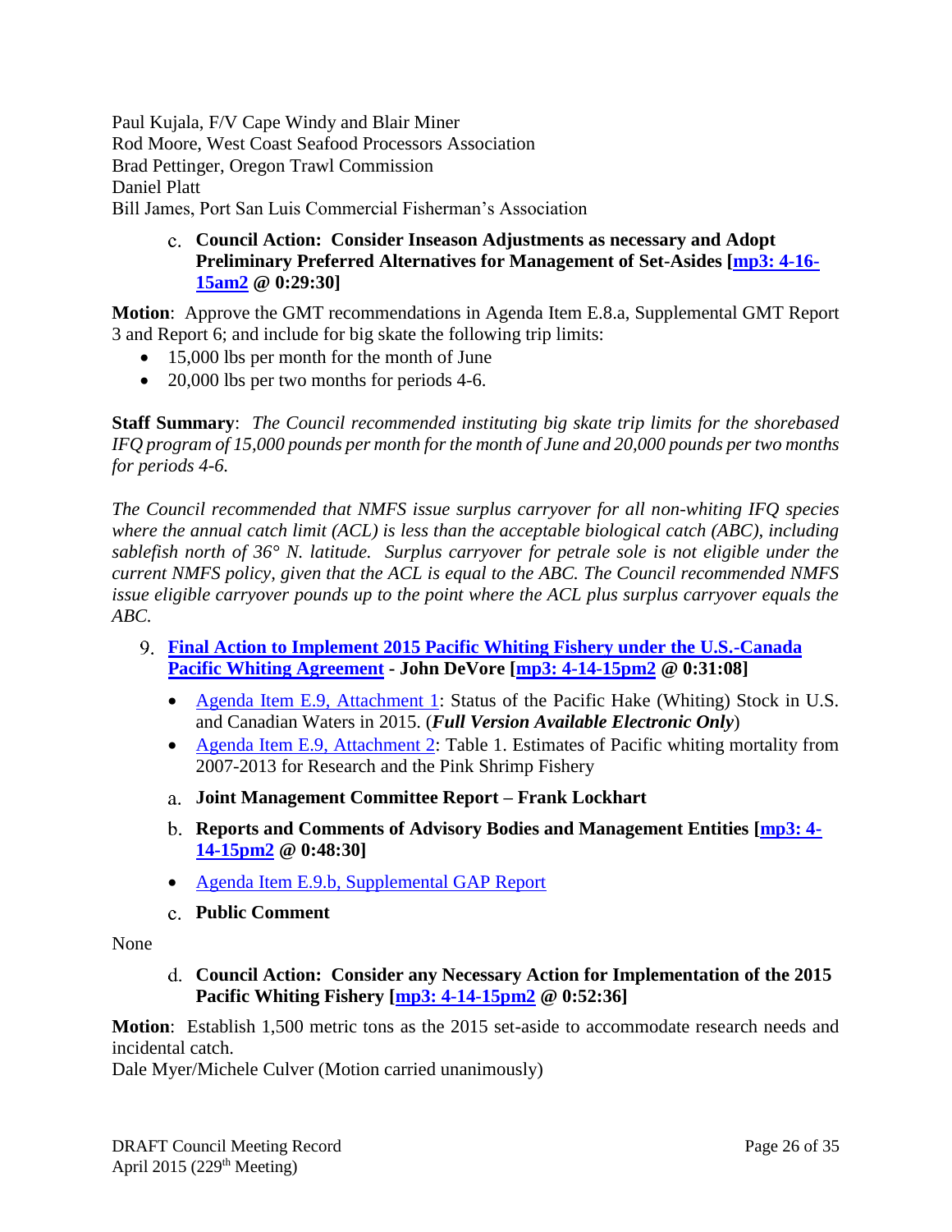Paul Kujala, F/V Cape Windy and Blair Miner
Rod Moore, West Coast Seafood Processors Association
Brad Pettinger, Oregon Trawl Commission
Daniel Platt
Bill James, Port San Luis Commercial Fisherman's Association

c. **Council Action: Consider Inseason Adjustments as necessary and Adopt Preliminary Preferred Alternatives for Management of Set-Asides [mp3: 4-16-15am2 @ 0:29:30]**

**Motion**: Approve the GMT recommendations in Agenda Item E.8.a, Supplemental GMT Report 3 and Report 6; and include for big skate the following trip limits:

- 15,000 lbs per month for the month of June
- 20,000 lbs per two months for periods 4-6.

**Staff Summary**: *The Council recommended instituting big skate trip limits for the shorebased IFQ program of 15,000 pounds per month for the month of June and 20,000 pounds per two months for periods 4-6.*

*The Council recommended that NMFS issue surplus carryover for all non-whiting IFQ species where the annual catch limit (ACL) is less than the acceptable biological catch (ABC), including sablefish north of 36° N. latitude. Surplus carryover for petrale sole is not eligible under the current NMFS policy, given that the ACL is equal to the ABC. The Council recommended NMFS issue eligible carryover pounds up to the point where the ACL plus surplus carryover equals the ABC.*

9. **Final Action to Implement 2015 Pacific Whiting Fishery under the U.S.-Canada Pacific Whiting Agreement - John DeVore [mp3: 4-14-15pm2 @ 0:31:08]**

   - Agenda Item E.9, Attachment 1: Status of the Pacific Hake (Whiting) Stock in U.S. and Canadian Waters in 2015. (***Full Version Available Electronic Only***)
   - Agenda Item E.9, Attachment 2: Table 1. Estimates of Pacific whiting mortality from 2007-2013 for Research and the Pink Shrimp Fishery

   a. **Joint Management Committee Report – Frank Lockhart**

   b. **Reports and Comments of Advisory Bodies and Management Entities [mp3: 4-14-15pm2 @ 0:48:30]**

   - Agenda Item E.9.b, Supplemental GAP Report

   c. **Public Comment**

None

d. **Council Action: Consider any Necessary Action for Implementation of the 2015 Pacific Whiting Fishery [mp3: 4-14-15pm2 @ 0:52:36]**

**Motion**: Establish 1,500 metric tons as the 2015 set-aside to accommodate research needs and incidental catch.
Dale Myer/Michele Culver (Motion carried unanimously)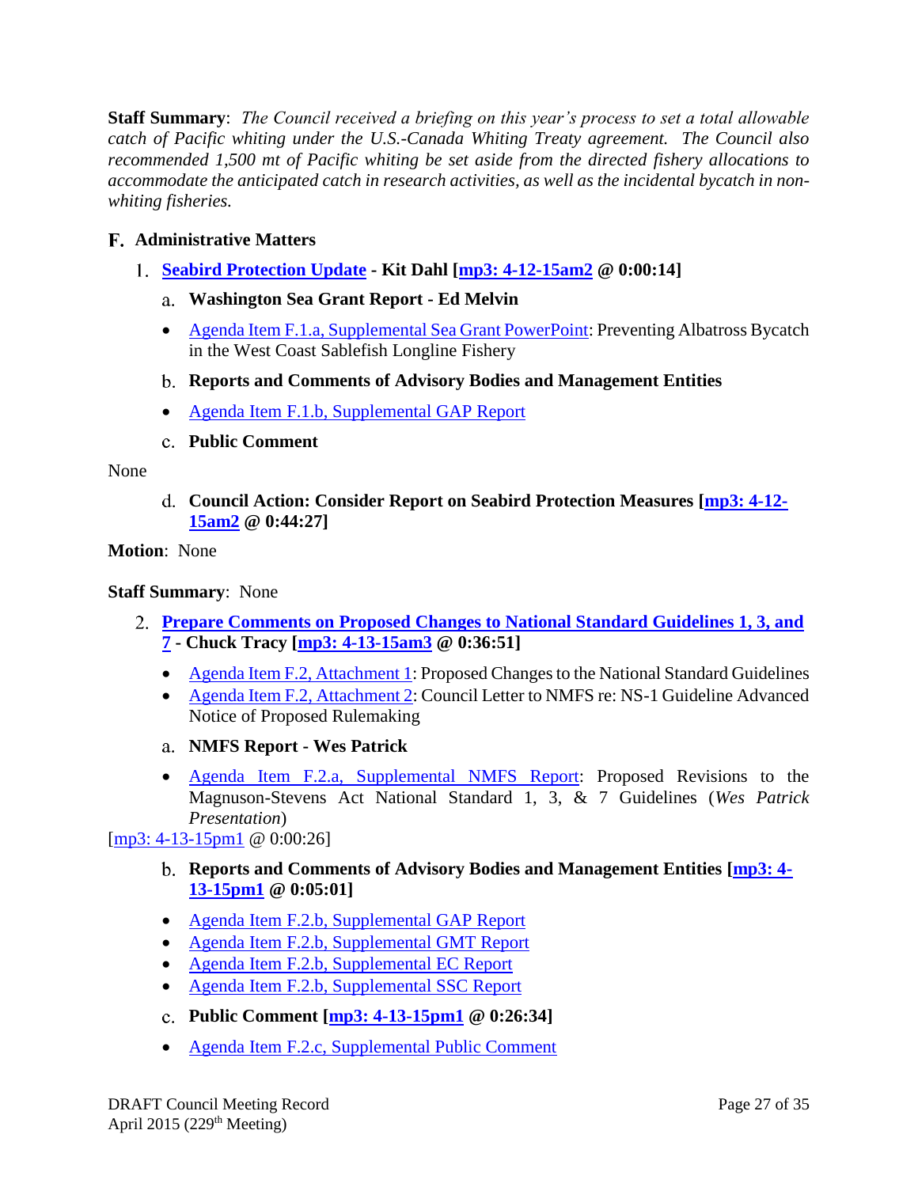**Staff Summary**: *The Council received a briefing on this year's process to set a total allowable catch of Pacific whiting under the U.S.-Canada Whiting Treaty agreement. The Council also recommended 1,500 mt of Pacific whiting be set aside from the directed fishery allocations to accommodate the anticipated catch in research activities, as well as the incidental bycatch in non-whiting fisheries.*

## F. Administrative Matters

### 1. Seabird Protection Update - Kit Dahl [mp3: 4-12-15am2 @ 0:00:14]

**a. Washington Sea Grant Report - Ed Melvin**

- Agenda Item F.1.a, Supplemental Sea Grant PowerPoint: Preventing Albatross Bycatch in the West Coast Sablefish Longline Fishery

**b. Reports and Comments of Advisory Bodies and Management Entities**

- Agenda Item F.1.b, Supplemental GAP Report

**c. Public Comment**

None

**d. Council Action: Consider Report on Seabird Protection Measures [mp3: 4-12-15am2 @ 0:44:27]**

**Motion**: None

**Staff Summary**: None

### 2. Prepare Comments on Proposed Changes to National Standard Guidelines 1, 3, and 7 - Chuck Tracy [mp3: 4-13-15am3 @ 0:36:51]

- Agenda Item F.2, Attachment 1: Proposed Changes to the National Standard Guidelines
- Agenda Item F.2, Attachment 2: Council Letter to NMFS re: NS-1 Guideline Advanced Notice of Proposed Rulemaking

**a. NMFS Report - Wes Patrick**

- Agenda Item F.2.a, Supplemental NMFS Report: Proposed Revisions to the Magnuson-Stevens Act National Standard 1, 3, & 7 Guidelines (*Wes Patrick Presentation*)

[mp3: 4-13-15pm1 @ 0:00:26]

**b. Reports and Comments of Advisory Bodies and Management Entities [mp3: 4-13-15pm1 @ 0:05:01]**

- Agenda Item F.2.b, Supplemental GAP Report
- Agenda Item F.2.b, Supplemental GMT Report
- Agenda Item F.2.b, Supplemental EC Report
- Agenda Item F.2.b, Supplemental SSC Report

**c. Public Comment [mp3: 4-13-15pm1 @ 0:26:34]**

- Agenda Item F.2.c, Supplemental Public Comment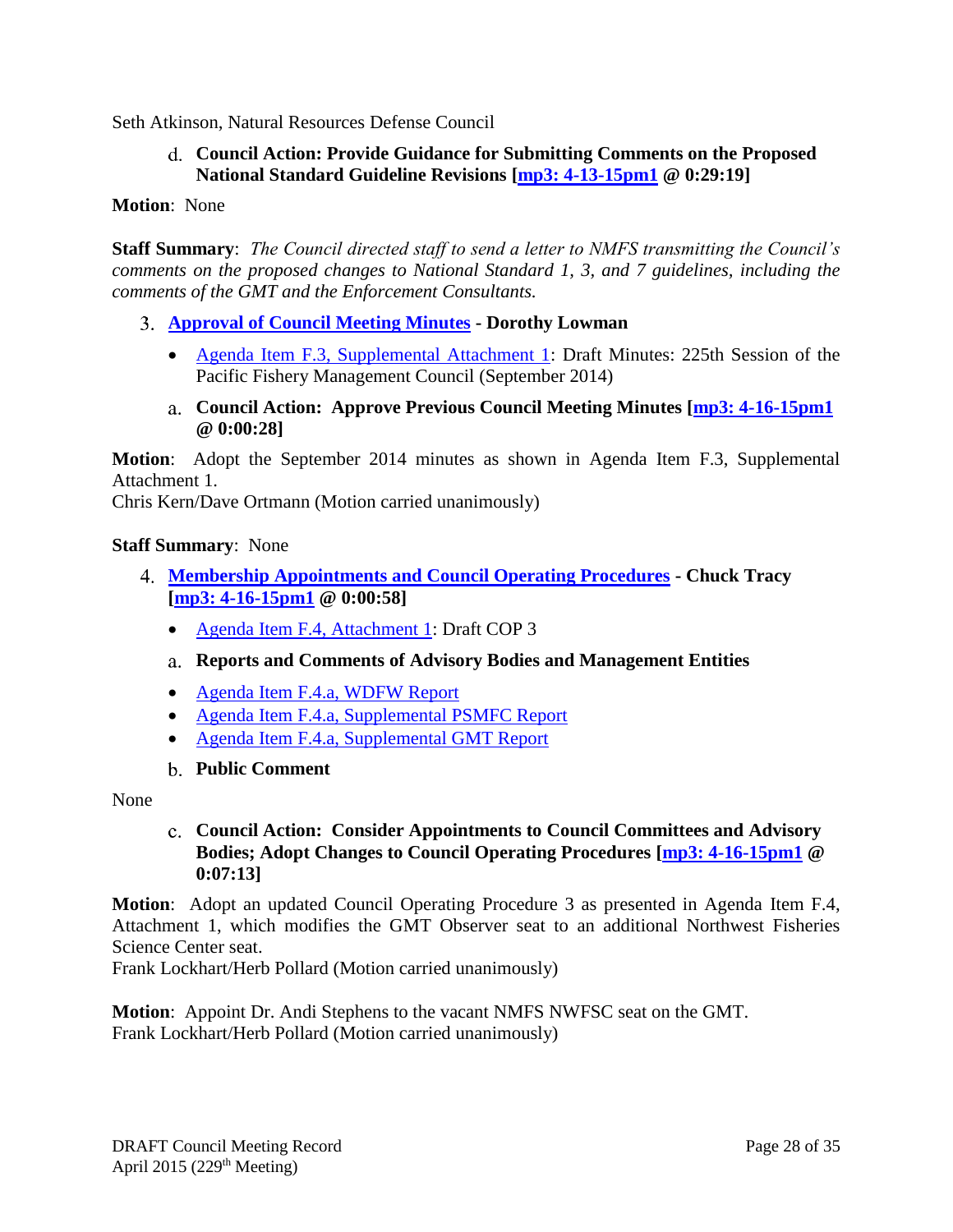Seth Atkinson, Natural Resources Defense Council

d. **Council Action: Provide Guidance for Submitting Comments on the Proposed National Standard Guideline Revisions [mp3: 4-13-15pm1 @ 0:29:19]**

**Motion**: None

**Staff Summary**: *The Council directed staff to send a letter to NMFS transmitting the Council's comments on the proposed changes to National Standard 1, 3, and 7 guidelines, including the comments of the GMT and the Enforcement Consultants.*

3. **Approval of Council Meeting Minutes - Dorothy Lowman**

   - Agenda Item F.3, Supplemental Attachment 1: Draft Minutes: 225th Session of the Pacific Fishery Management Council (September 2014)

   a. **Council Action: Approve Previous Council Meeting Minutes [mp3: 4-16-15pm1 @ 0:00:28]**

**Motion**: Adopt the September 2014 minutes as shown in Agenda Item F.3, Supplemental Attachment 1.
Chris Kern/Dave Ortmann (Motion carried unanimously)

**Staff Summary**: None

4. **Membership Appointments and Council Operating Procedures - Chuck Tracy [mp3: 4-16-15pm1 @ 0:00:58]**

   - Agenda Item F.4, Attachment 1: Draft COP 3

   a. **Reports and Comments of Advisory Bodies and Management Entities**

   - Agenda Item F.4.a, WDFW Report
   - Agenda Item F.4.a, Supplemental PSMFC Report
   - Agenda Item F.4.a, Supplemental GMT Report

   b. **Public Comment**

None

   c. **Council Action: Consider Appointments to Council Committees and Advisory Bodies; Adopt Changes to Council Operating Procedures [mp3: 4-16-15pm1 @ 0:07:13]**

**Motion**: Adopt an updated Council Operating Procedure 3 as presented in Agenda Item F.4, Attachment 1, which modifies the GMT Observer seat to an additional Northwest Fisheries Science Center seat.
Frank Lockhart/Herb Pollard (Motion carried unanimously)

**Motion**: Appoint Dr. Andi Stephens to the vacant NMFS NWFSC seat on the GMT.
Frank Lockhart/Herb Pollard (Motion carried unanimously)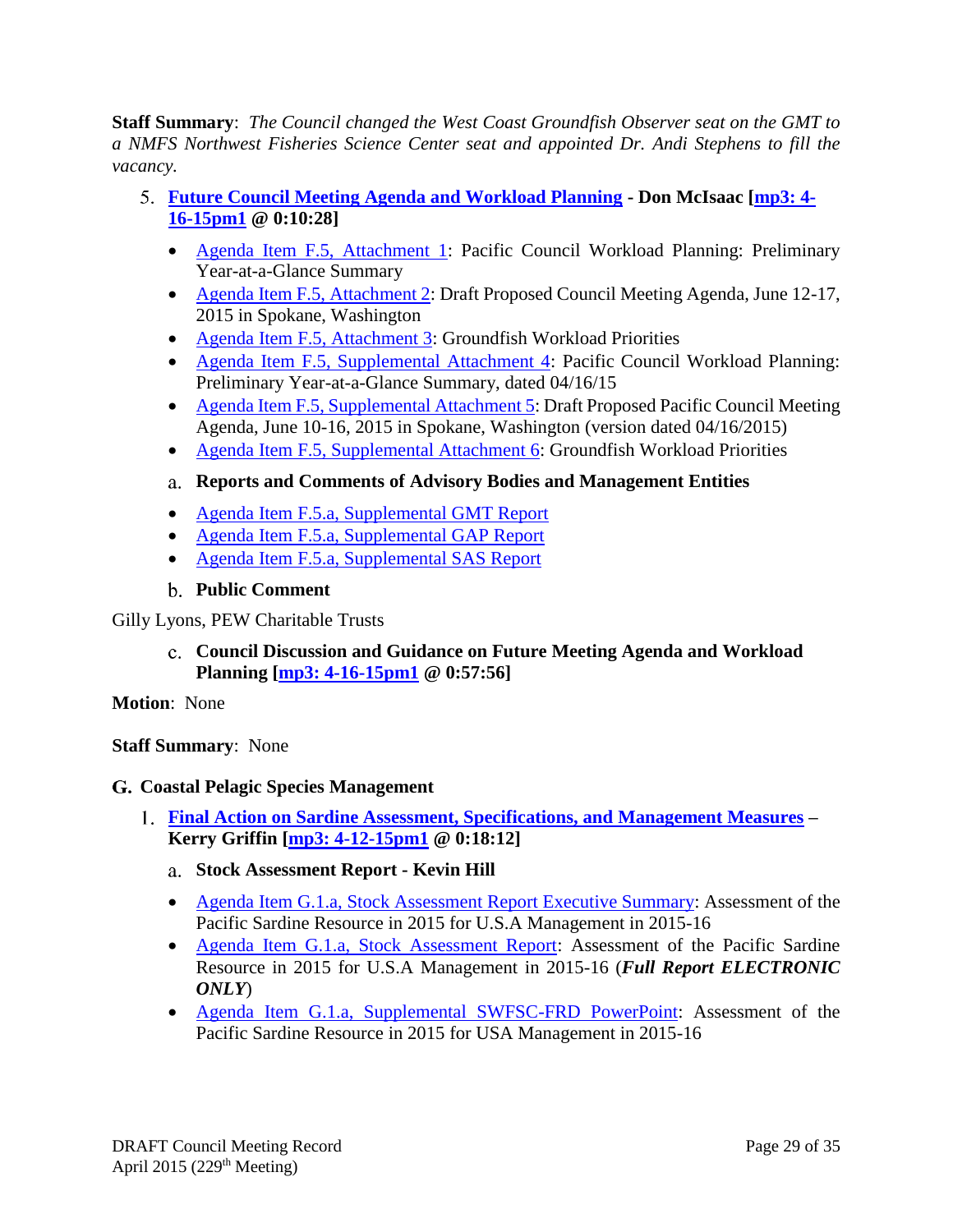**Staff Summary**: *The Council changed the West Coast Groundfish Observer seat on the GMT to a NMFS Northwest Fisheries Science Center seat and appointed Dr. Andi Stephens to fill the vacancy.*

5. **Future Council Meeting Agenda and Workload Planning - Don McIsaac [mp3: 4-16-15pm1 @ 0:10:28]**

- Agenda Item F.5, Attachment 1: Pacific Council Workload Planning: Preliminary Year-at-a-Glance Summary
- Agenda Item F.5, Attachment 2: Draft Proposed Council Meeting Agenda, June 12-17, 2015 in Spokane, Washington
- Agenda Item F.5, Attachment 3: Groundfish Workload Priorities
- Agenda Item F.5, Supplemental Attachment 4: Pacific Council Workload Planning: Preliminary Year-at-a-Glance Summary, dated 04/16/15
- Agenda Item F.5, Supplemental Attachment 5: Draft Proposed Pacific Council Meeting Agenda, June 10-16, 2015 in Spokane, Washington (version dated 04/16/2015)
- Agenda Item F.5, Supplemental Attachment 6: Groundfish Workload Priorities

a. **Reports and Comments of Advisory Bodies and Management Entities**

- Agenda Item F.5.a, Supplemental GMT Report
- Agenda Item F.5.a, Supplemental GAP Report
- Agenda Item F.5.a, Supplemental SAS Report

b. **Public Comment**

Gilly Lyons, PEW Charitable Trusts

c. **Council Discussion and Guidance on Future Meeting Agenda and Workload Planning [mp3: 4-16-15pm1 @ 0:57:56]**

**Motion**: None

**Staff Summary**: None

## G. Coastal Pelagic Species Management

1. **Final Action on Sardine Assessment, Specifications, and Management Measures – Kerry Griffin [mp3: 4-12-15pm1 @ 0:18:12]**

a. **Stock Assessment Report - Kevin Hill**

- Agenda Item G.1.a, Stock Assessment Report Executive Summary: Assessment of the Pacific Sardine Resource in 2015 for U.S.A Management in 2015-16
- Agenda Item G.1.a, Stock Assessment Report: Assessment of the Pacific Sardine Resource in 2015 for U.S.A Management in 2015-16 (***Full Report ELECTRONIC ONLY***)
- Agenda Item G.1.a, Supplemental SWFSC-FRD PowerPoint: Assessment of the Pacific Sardine Resource in 2015 for USA Management in 2015-16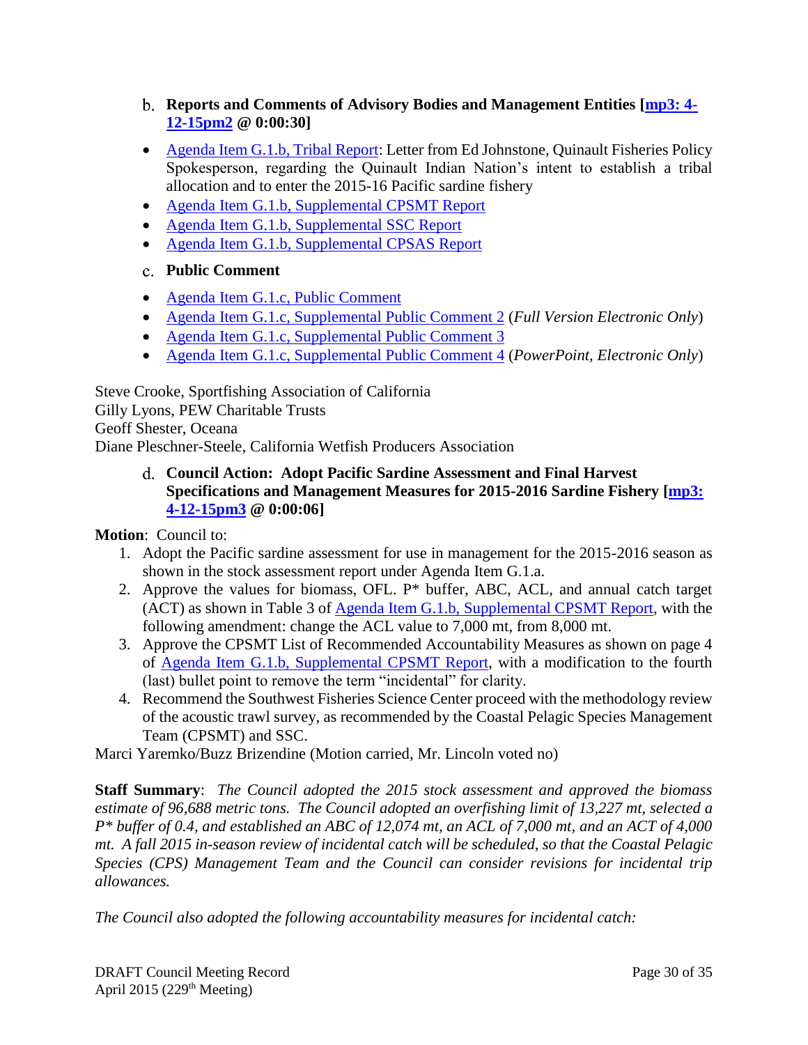b. **Reports and Comments of Advisory Bodies and Management Entities [mp3: 4-12-15pm2 @ 0:00:30]**

- Agenda Item G.1.b, Tribal Report: Letter from Ed Johnstone, Quinault Fisheries Policy Spokesperson, regarding the Quinault Indian Nation's intent to establish a tribal allocation and to enter the 2015-16 Pacific sardine fishery
- Agenda Item G.1.b, Supplemental CPSMT Report
- Agenda Item G.1.b, Supplemental SSC Report
- Agenda Item G.1.b, Supplemental CPSAS Report

c. **Public Comment**

- Agenda Item G.1.c, Public Comment
- Agenda Item G.1.c, Supplemental Public Comment 2 (*Full Version Electronic Only*)
- Agenda Item G.1.c, Supplemental Public Comment 3
- Agenda Item G.1.c, Supplemental Public Comment 4 (*PowerPoint, Electronic Only*)

Steve Crooke, Sportfishing Association of California
Gilly Lyons, PEW Charitable Trusts
Geoff Shester, Oceana
Diane Pleschner-Steele, California Wetfish Producers Association

d. **Council Action: Adopt Pacific Sardine Assessment and Final Harvest Specifications and Management Measures for 2015-2016 Sardine Fishery [mp3: 4-12-15pm3 @ 0:00:06]**

**Motion**: Council to:

1. Adopt the Pacific sardine assessment for use in management for the 2015-2016 season as shown in the stock assessment report under Agenda Item G.1.a.
2. Approve the values for biomass, OFL. P* buffer, ABC, ACL, and annual catch target (ACT) as shown in Table 3 of Agenda Item G.1.b, Supplemental CPSMT Report, with the following amendment: change the ACL value to 7,000 mt, from 8,000 mt.
3. Approve the CPSMT List of Recommended Accountability Measures as shown on page 4 of Agenda Item G.1.b, Supplemental CPSMT Report, with a modification to the fourth (last) bullet point to remove the term "incidental" for clarity.
4. Recommend the Southwest Fisheries Science Center proceed with the methodology review of the acoustic trawl survey, as recommended by the Coastal Pelagic Species Management Team (CPSMT) and SSC.

Marci Yaremko/Buzz Brizendine (Motion carried, Mr. Lincoln voted no)

**Staff Summary**: *The Council adopted the 2015 stock assessment and approved the biomass estimate of 96,688 metric tons. The Council adopted an overfishing limit of 13,227 mt, selected a P* buffer of 0.4, and established an ABC of 12,074 mt, an ACL of 7,000 mt, and an ACT of 4,000 mt. A fall 2015 in-season review of incidental catch will be scheduled, so that the Coastal Pelagic Species (CPS) Management Team and the Council can consider revisions for incidental trip allowances.*

*The Council also adopted the following accountability measures for incidental catch:*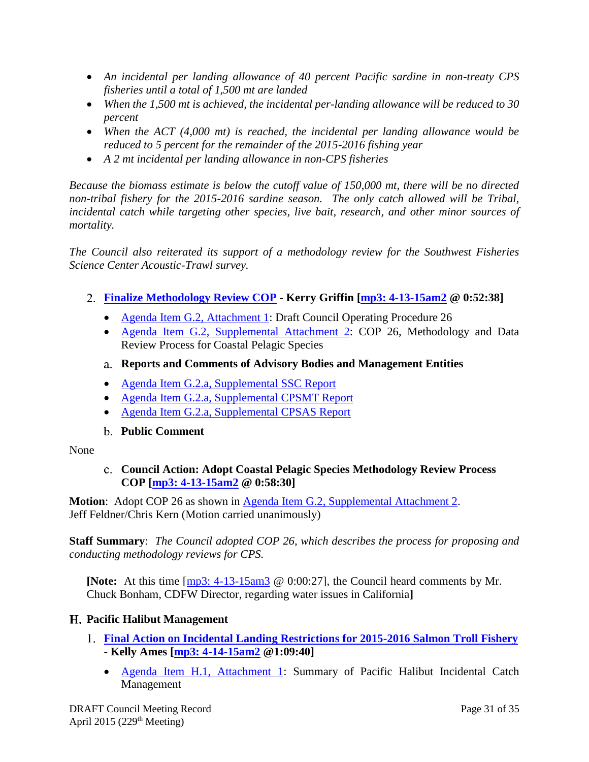- *An incidental per landing allowance of 40 percent Pacific sardine in non-treaty CPS fisheries until a total of 1,500 mt are landed*
- *When the 1,500 mt is achieved, the incidental per-landing allowance will be reduced to 30 percent*
- *When the ACT (4,000 mt) is reached, the incidental per landing allowance would be reduced to 5 percent for the remainder of the 2015-2016 fishing year*
- *A 2 mt incidental per landing allowance in non-CPS fisheries*

*Because the biomass estimate is below the cutoff value of 150,000 mt, there will be no directed non-tribal fishery for the 2015-2016 sardine season. The only catch allowed will be Tribal, incidental catch while targeting other species, live bait, research, and other minor sources of mortality.*

*The Council also reiterated its support of a methodology review for the Southwest Fisheries Science Center Acoustic-Trawl survey.*

### 2. Finalize Methodology Review COP - Kerry Griffin [mp3: 4-13-15am2 @ 0:52:38]

- Agenda Item G.2, Attachment 1: Draft Council Operating Procedure 26
- Agenda Item G.2, Supplemental Attachment 2: COP 26, Methodology and Data Review Process for Coastal Pelagic Species

#### a. Reports and Comments of Advisory Bodies and Management Entities

- Agenda Item G.2.a, Supplemental SSC Report
- Agenda Item G.2.a, Supplemental CPSMT Report
- Agenda Item G.2.a, Supplemental CPSAS Report

#### b. Public Comment

None

#### c. Council Action: Adopt Coastal Pelagic Species Methodology Review Process COP [mp3: 4-13-15am2 @ 0:58:30]

**Motion**: Adopt COP 26 as shown in Agenda Item G.2, Supplemental Attachment 2.
Jeff Feldner/Chris Kern (Motion carried unanimously)

**Staff Summary**: *The Council adopted COP 26, which describes the process for proposing and conducting methodology reviews for CPS.*

**[Note:** At this time [mp3: 4-13-15am3 @ 0:00:27], the Council heard comments by Mr. Chuck Bonham, CDFW Director, regarding water issues in California**]**

## H. Pacific Halibut Management

### 1. Final Action on Incidental Landing Restrictions for 2015-2016 Salmon Troll Fishery - Kelly Ames [mp3: 4-14-15am2 @1:09:40]

- Agenda Item H.1, Attachment 1: Summary of Pacific Halibut Incidental Catch Management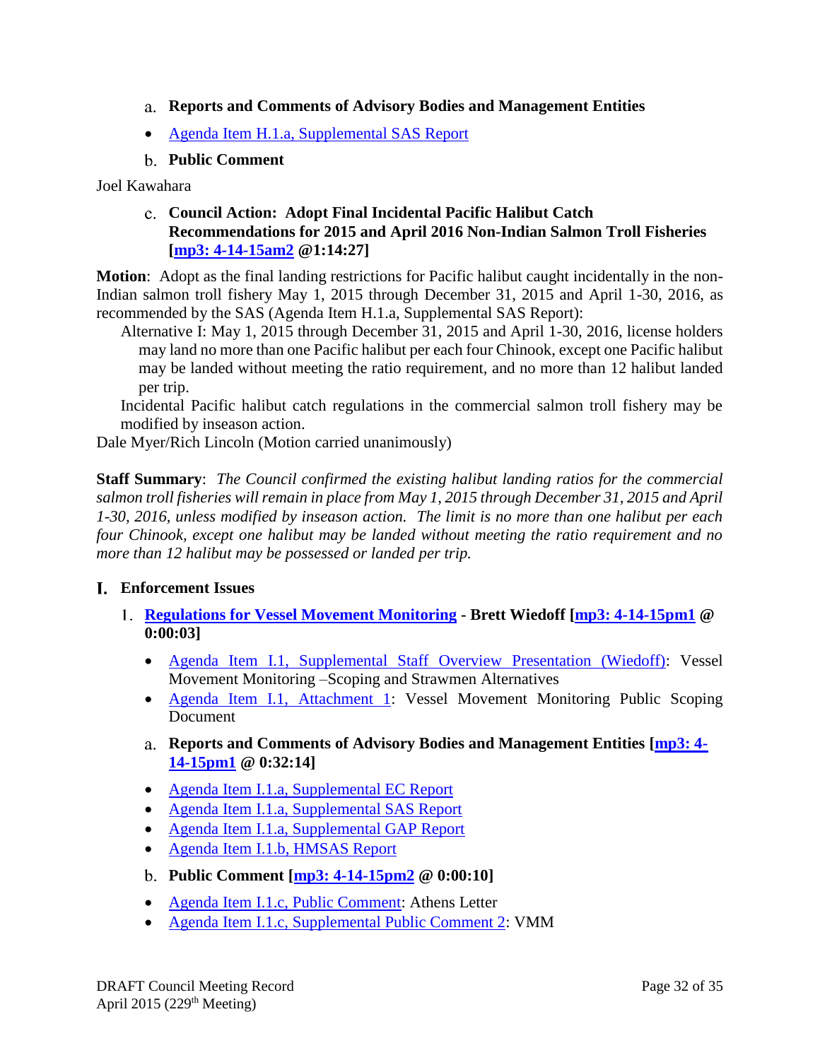a. **Reports and Comments of Advisory Bodies and Management Entities**

- Agenda Item H.1.a, Supplemental SAS Report

b. **Public Comment**

Joel Kawahara

c. **Council Action: Adopt Final Incidental Pacific Halibut Catch Recommendations for 2015 and April 2016 Non-Indian Salmon Troll Fisheries [mp3: 4-14-15am2 @1:14:27]**

**Motion**: Adopt as the final landing restrictions for Pacific halibut caught incidentally in the non-Indian salmon troll fishery May 1, 2015 through December 31, 2015 and April 1-30, 2016, as recommended by the SAS (Agenda Item H.1.a, Supplemental SAS Report):

Alternative I: May 1, 2015 through December 31, 2015 and April 1-30, 2016, license holders may land no more than one Pacific halibut per each four Chinook, except one Pacific halibut may be landed without meeting the ratio requirement, and no more than 12 halibut landed per trip.

Incidental Pacific halibut catch regulations in the commercial salmon troll fishery may be modified by inseason action.

Dale Myer/Rich Lincoln (Motion carried unanimously)

**Staff Summary**: *The Council confirmed the existing halibut landing ratios for the commercial salmon troll fisheries will remain in place from May 1, 2015 through December 31, 2015 and April 1-30, 2016, unless modified by inseason action. The limit is no more than one halibut per each four Chinook, except one halibut may be landed without meeting the ratio requirement and no more than 12 halibut may be possessed or landed per trip.*

## I. Enforcement Issues

### 1. Regulations for Vessel Movement Monitoring - Brett Wiedoff [mp3: 4-14-15pm1 @ 0:00:03]

- Agenda Item I.1, Supplemental Staff Overview Presentation (Wiedoff): Vessel Movement Monitoring –Scoping and Strawmen Alternatives
- Agenda Item I.1, Attachment 1: Vessel Movement Monitoring Public Scoping Document

a. **Reports and Comments of Advisory Bodies and Management Entities [mp3: 4-14-15pm1 @ 0:32:14]**

- Agenda Item I.1.a, Supplemental EC Report
- Agenda Item I.1.a, Supplemental SAS Report
- Agenda Item I.1.a, Supplemental GAP Report
- Agenda Item I.1.b, HMSAS Report

b. **Public Comment [mp3: 4-14-15pm2 @ 0:00:10]**

- Agenda Item I.1.c, Public Comment: Athens Letter
- Agenda Item I.1.c, Supplemental Public Comment 2: VMM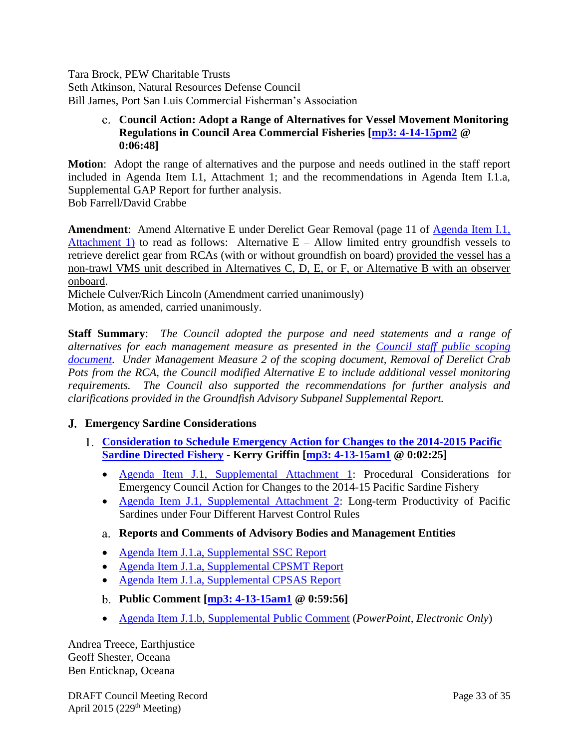Tara Brock, PEW Charitable Trusts
Seth Atkinson, Natural Resources Defense Council
Bill James, Port San Luis Commercial Fisherman's Association

c. **Council Action: Adopt a Range of Alternatives for Vessel Movement Monitoring Regulations in Council Area Commercial Fisheries [mp3: 4-14-15pm2 @ 0:06:48]**

**Motion**: Adopt the range of alternatives and the purpose and needs outlined in the staff report included in Agenda Item I.1, Attachment 1; and the recommendations in Agenda Item I.1.a, Supplemental GAP Report for further analysis.
Bob Farrell/David Crabbe

**Amendment**: Amend Alternative E under Derelict Gear Removal (page 11 of Agenda Item I.1, Attachment 1) to read as follows: Alternative E – Allow limited entry groundfish vessels to retrieve derelict gear from RCAs (with or without groundfish on board) provided the vessel has a non-trawl VMS unit described in Alternatives C, D, E, or F, or Alternative B with an observer onboard.
Michele Culver/Rich Lincoln (Amendment carried unanimously)
Motion, as amended, carried unanimously.

**Staff Summary**: *The Council adopted the purpose and need statements and a range of alternatives for each management measure as presented in the Council staff public scoping document. Under Management Measure 2 of the scoping document, Removal of Derelict Crab Pots from the RCA, the Council modified Alternative E to include additional vessel monitoring requirements. The Council also supported the recommendations for further analysis and clarifications provided in the Groundfish Advisory Subpanel Supplemental Report.*

## J. Emergency Sardine Considerations

### 1. Consideration to Schedule Emergency Action for Changes to the 2014-2015 Pacific Sardine Directed Fishery - Kerry Griffin [mp3: 4-13-15am1 @ 0:02:25]

- Agenda Item J.1, Supplemental Attachment 1: Procedural Considerations for Emergency Council Action for Changes to the 2014-15 Pacific Sardine Fishery
- Agenda Item J.1, Supplemental Attachment 2: Long-term Productivity of Pacific Sardines under Four Different Harvest Control Rules

a. **Reports and Comments of Advisory Bodies and Management Entities**

- Agenda Item J.1.a, Supplemental SSC Report
- Agenda Item J.1.a, Supplemental CPSMT Report
- Agenda Item J.1.a, Supplemental CPSAS Report

b. **Public Comment [mp3: 4-13-15am1 @ 0:59:56]**

- Agenda Item J.1.b, Supplemental Public Comment (*PowerPoint, Electronic Only*)

Andrea Treece, Earthjustice
Geoff Shester, Oceana
Ben Enticknap, Oceana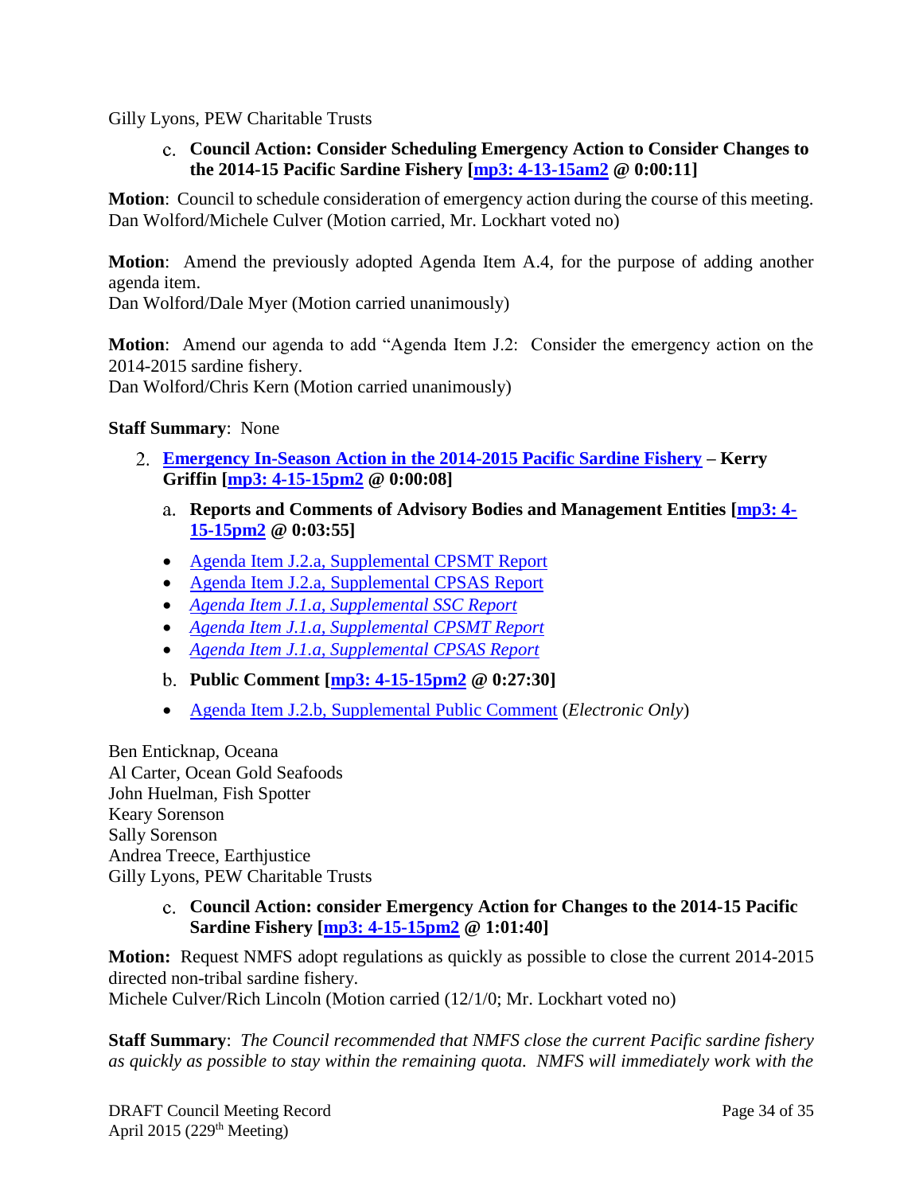Gilly Lyons, PEW Charitable Trusts

c. **Council Action: Consider Scheduling Emergency Action to Consider Changes to the 2014-15 Pacific Sardine Fishery [mp3: 4-13-15am2 @ 0:00:11]**

**Motion**: Council to schedule consideration of emergency action during the course of this meeting.
Dan Wolford/Michele Culver (Motion carried, Mr. Lockhart voted no)

**Motion**: Amend the previously adopted Agenda Item A.4, for the purpose of adding another agenda item.
Dan Wolford/Dale Myer (Motion carried unanimously)

**Motion**: Amend our agenda to add "Agenda Item J.2: Consider the emergency action on the 2014-2015 sardine fishery.
Dan Wolford/Chris Kern (Motion carried unanimously)

**Staff Summary**: None

2. **Emergency In-Season Action in the 2014-2015 Pacific Sardine Fishery – Kerry Griffin [mp3: 4-15-15pm2 @ 0:00:08]**

a. **Reports and Comments of Advisory Bodies and Management Entities [mp3: 4-15-15pm2 @ 0:03:55]**

- Agenda Item J.2.a, Supplemental CPSMT Report
- Agenda Item J.2.a, Supplemental CPSAS Report
- *Agenda Item J.1.a, Supplemental SSC Report*
- *Agenda Item J.1.a, Supplemental CPSMT Report*
- *Agenda Item J.1.a, Supplemental CPSAS Report*

b. **Public Comment [mp3: 4-15-15pm2 @ 0:27:30]**

- Agenda Item J.2.b, Supplemental Public Comment (*Electronic Only*)

Ben Enticknap, Oceana
Al Carter, Ocean Gold Seafoods
John Huelman, Fish Spotter
Keary Sorenson
Sally Sorenson
Andrea Treece, Earthjustice
Gilly Lyons, PEW Charitable Trusts

c. **Council Action: consider Emergency Action for Changes to the 2014-15 Pacific Sardine Fishery [mp3: 4-15-15pm2 @ 1:01:40]**

**Motion:** Request NMFS adopt regulations as quickly as possible to close the current 2014-2015 directed non-tribal sardine fishery.
Michele Culver/Rich Lincoln (Motion carried (12/1/0; Mr. Lockhart voted no)

**Staff Summary**: *The Council recommended that NMFS close the current Pacific sardine fishery as quickly as possible to stay within the remaining quota. NMFS will immediately work with the*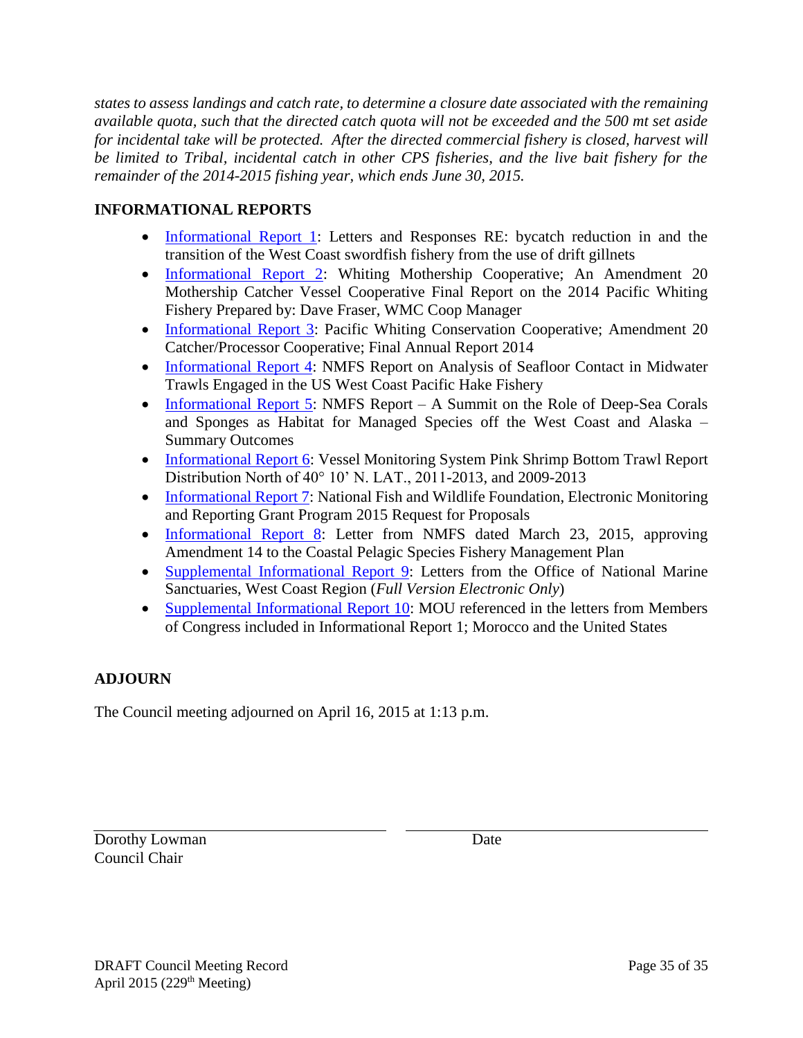*states to assess landings and catch rate, to determine a closure date associated with the remaining available quota, such that the directed catch quota will not be exceeded and the 500 mt set aside for incidental take will be protected. After the directed commercial fishery is closed, harvest will be limited to Tribal, incidental catch in other CPS fisheries, and the live bait fishery for the remainder of the 2014-2015 fishing year, which ends June 30, 2015.*

**INFORMATIONAL REPORTS**

- Informational Report 1: Letters and Responses RE: bycatch reduction in and the transition of the West Coast swordfish fishery from the use of drift gillnets
- Informational Report 2: Whiting Mothership Cooperative; An Amendment 20 Mothership Catcher Vessel Cooperative Final Report on the 2014 Pacific Whiting Fishery Prepared by: Dave Fraser, WMC Coop Manager
- Informational Report 3: Pacific Whiting Conservation Cooperative; Amendment 20 Catcher/Processor Cooperative; Final Annual Report 2014
- Informational Report 4: NMFS Report on Analysis of Seafloor Contact in Midwater Trawls Engaged in the US West Coast Pacific Hake Fishery
- Informational Report 5: NMFS Report – A Summit on the Role of Deep-Sea Corals and Sponges as Habitat for Managed Species off the West Coast and Alaska – Summary Outcomes
- Informational Report 6: Vessel Monitoring System Pink Shrimp Bottom Trawl Report Distribution North of 40° 10' N. LAT., 2011-2013, and 2009-2013
- Informational Report 7: National Fish and Wildlife Foundation, Electronic Monitoring and Reporting Grant Program 2015 Request for Proposals
- Informational Report 8: Letter from NMFS dated March 23, 2015, approving Amendment 14 to the Coastal Pelagic Species Fishery Management Plan
- Supplemental Informational Report 9: Letters from the Office of National Marine Sanctuaries, West Coast Region (*Full Version Electronic Only*)
- Supplemental Informational Report 10: MOU referenced in the letters from Members of Congress included in Informational Report 1; Morocco and the United States

**ADJOURN**

The Council meeting adjourned on April 16, 2015 at 1:13 p.m.

Dorothy Lowman
Council Chair

Date